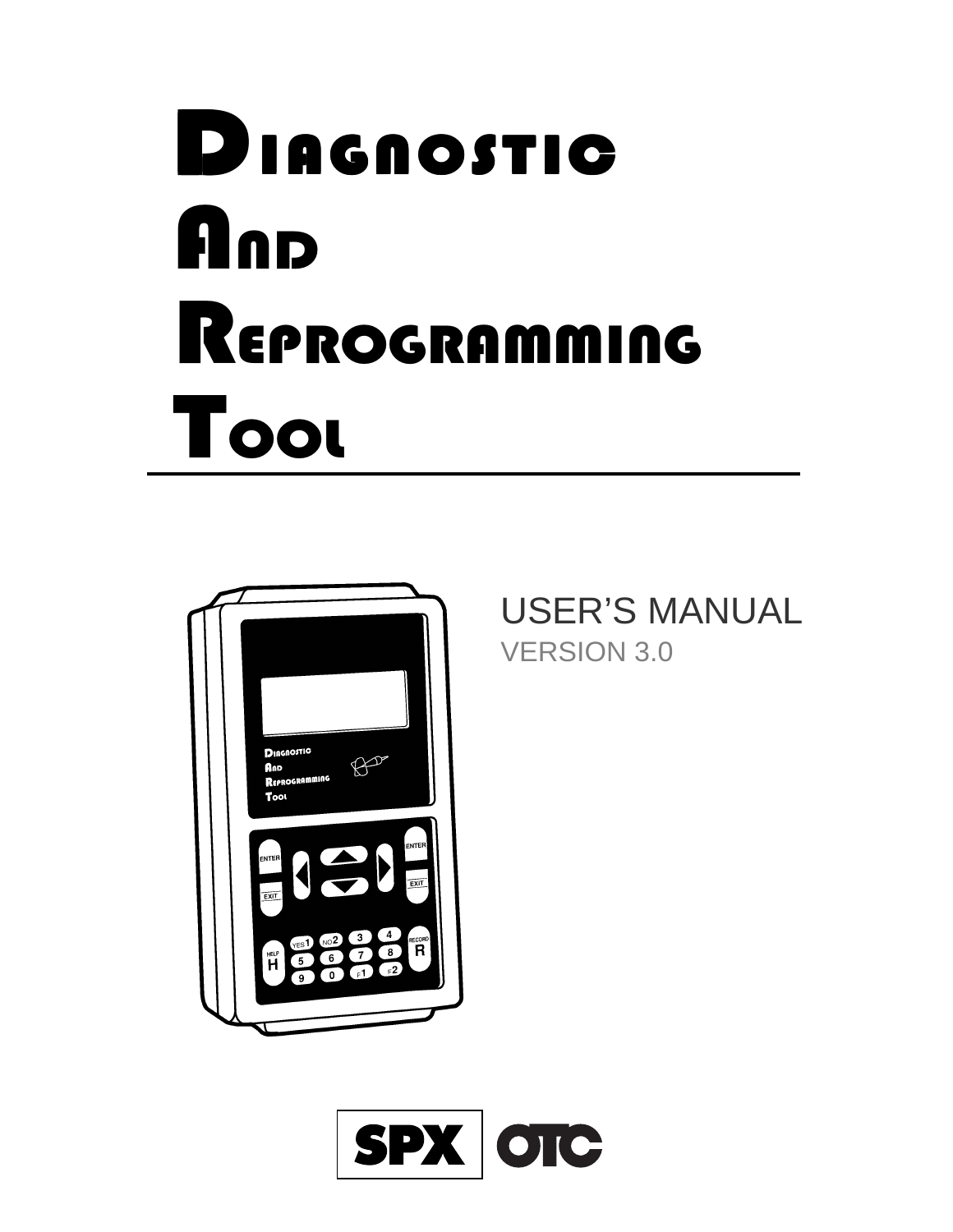# DIAGNOSTIC
# AND
# REPROGRAMMING
# TOOL

USER'S MANUAL

VERSION 3.0

SPX OTC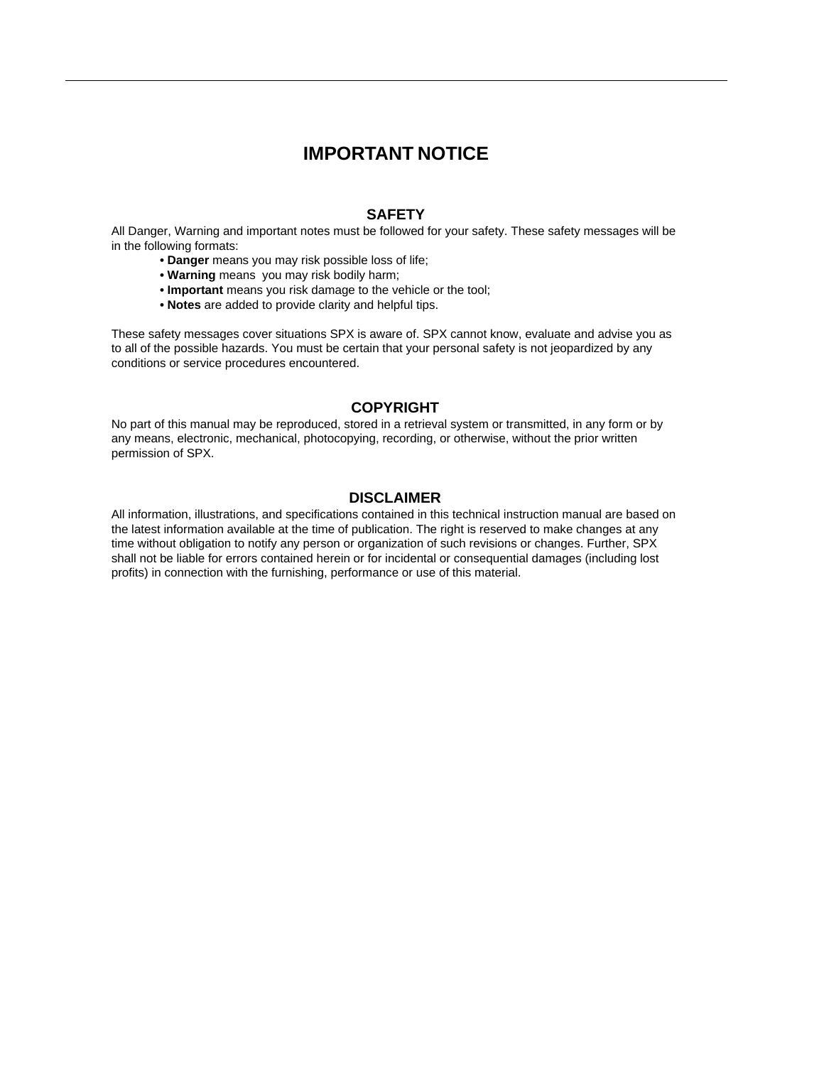# IMPORTANT NOTICE

## SAFETY

All Danger, Warning and important notes must be followed for your safety. These safety messages will be in the following formats:

- **Danger** means you may risk possible loss of life;
- **Warning** means you may risk bodily harm;
- **Important** means you risk damage to the vehicle or the tool;
- **Notes** are added to provide clarity and helpful tips.

These safety messages cover situations SPX is aware of. SPX cannot know, evaluate and advise you as to all of the possible hazards. You must be certain that your personal safety is not jeopardized by any conditions or service procedures encountered.

## COPYRIGHT

No part of this manual may be reproduced, stored in a retrieval system or transmitted, in any form or by any means, electronic, mechanical, photocopying, recording, or otherwise, without the prior written permission of SPX.

## DISCLAIMER

All information, illustrations, and specifications contained in this technical instruction manual are based on the latest information available at the time of publication. The right is reserved to make changes at any time without obligation to notify any person or organization of such revisions or changes. Further, SPX shall not be liable for errors contained herein or for incidental or consequential damages (including lost profits) in connection with the furnishing, performance or use of this material.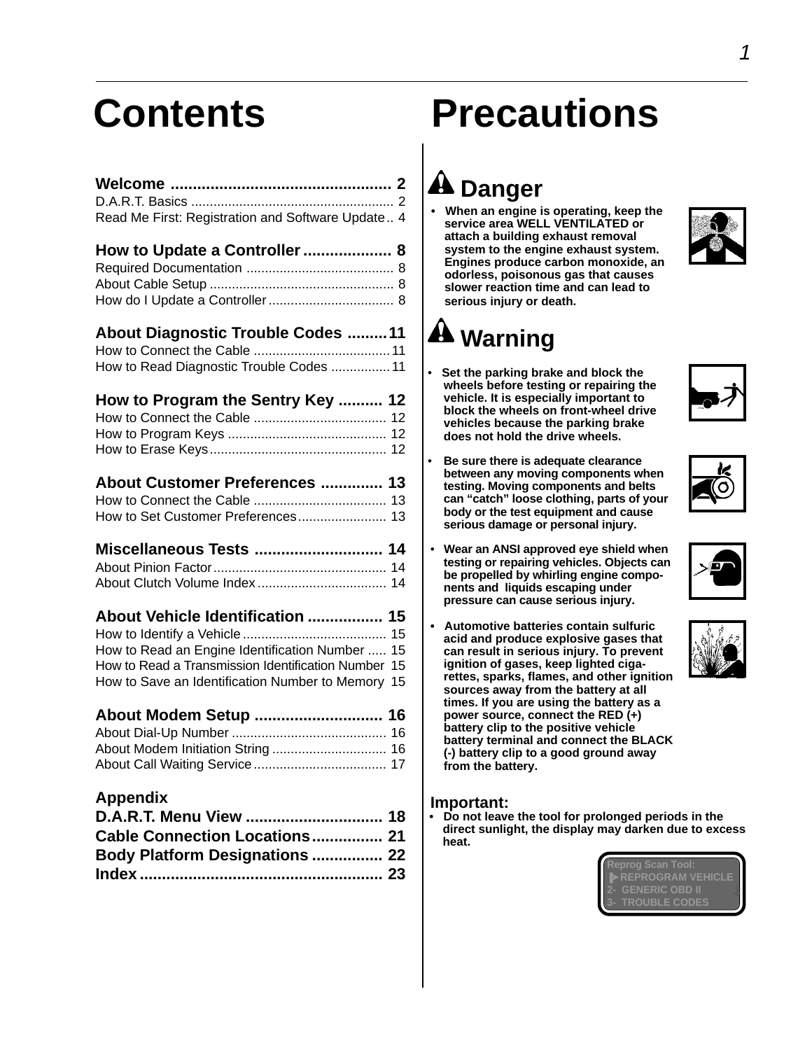# Contents

**Welcome .................................................. 2**

D.A.R.T. Basics ....................................................... 2

Read Me First: Registration and Software Update .. 4

**How to Update a Controller .................... 8**

Required Documentation ........................................ 8

About Cable Setup .................................................. 8

How do I Update a Controller .................................. 8

**About Diagnostic Trouble Codes .........11**

How to Connect the Cable .....................................11

How to Read Diagnostic Trouble Codes ................11

**How to Program the Sentry Key .......... 12**

How to Connect the Cable .................................... 12

How to Program Keys ........................................... 12

How to Erase Keys ................................................ 12

**About Customer Preferences .............. 13**

How to Connect the Cable .................................... 13

How to Set Customer Preferences........................ 13

**Miscellaneous Tests ............................ 14**

About Pinion Factor............................................... 14

About Clutch Volume Index ................................... 14

**About Vehicle Identification ................. 15**

How to Identify a Vehicle ....................................... 15

How to Read an Engine Identification Number ..... 15

How to Read a Transmission Identification Number 15

How to Save an Identification Number to Memory 15

**About Modem Setup ............................. 16**

About Dial-Up Number .......................................... 16

About Modem Initiation String ............................... 16

About Call Waiting Service .................................... 17

**Appendix**

**D.A.R.T. Menu View ............................... 18**

**Cable Connection Locations ................ 21**

**Body Platform Designations ................ 22**

**Index ....................................................... 23**

# Precautions

## Danger

- **When an engine is operating, keep the service area WELL VENTILATED or attach a building exhaust removal system to the engine exhaust system. Engines produce carbon monoxide, an odorless, poisonous gas that causes slower reaction time and can lead to serious injury or death.**

## Warning

- **Set the parking brake and block the wheels before testing or repairing the vehicle. It is especially important to block the wheels on front-wheel drive vehicles because the parking brake does not hold the drive wheels.**
- **Be sure there is adequate clearance between any moving components when testing. Moving components and belts can “catch” loose clothing, parts of your body or the test equipment and cause serious damage or personal injury.**
- **Wear an ANSI approved eye shield when testing or repairing vehicles. Objects can be propelled by whirling engine components and liquids escaping under pressure can cause serious injury.**
- **Automotive batteries contain sulfuric acid and produce explosive gases that can result in serious injury. To prevent ignition of gases, keep lighted cigarettes, sparks, flames, and other ignition sources away from the battery at all times. If you are using the battery as a power source, connect the RED (+) battery clip to the positive vehicle battery terminal and connect the BLACK (-) battery clip to a good ground away from the battery.**

**Important:**

- **Do not leave the tool for prolonged periods in the direct sunlight, the display may darken due to excess heat.**

Reprog Scan Tool:
▶ REPROGRAM VEHICLE
2- GENERIC OBD II
3- TROUBLE CODES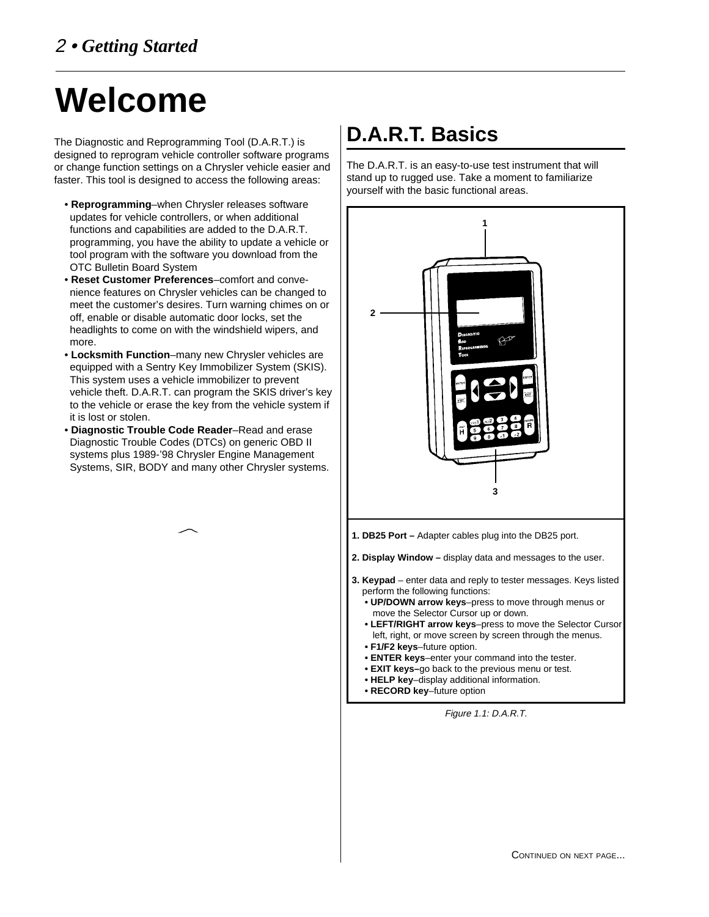# Welcome

The Diagnostic and Reprogramming Tool (D.A.R.T.) is designed to reprogram vehicle controller software programs or change function settings on a Chrysler vehicle easier and faster. This tool is designed to access the following areas:

- **Reprogramming**–when Chrysler releases software updates for vehicle controllers, or when additional functions and capabilities are added to the D.A.R.T. programming, you have the ability to update a vehicle or tool program with the software you download from the OTC Bulletin Board System
- **Reset Customer Preferences**–comfort and convenience features on Chrysler vehicles can be changed to meet the customer's desires. Turn warning chimes on or off, enable or disable automatic door locks, set the headlights to come on with the windshield wipers, and more.
- **Locksmith Function**–many new Chrysler vehicles are equipped with a Sentry Key Immobilizer System (SKIS). This system uses a vehicle immobilizer to prevent vehicle theft. D.A.R.T. can program the SKIS driver's key to the vehicle or erase the key from the vehicle system if it is lost or stolen.
- **Diagnostic Trouble Code Reader**–Read and erase Diagnostic Trouble Codes (DTCs) on generic OBD II systems plus 1989-'98 Chrysler Engine Management Systems, SIR, BODY and many other Chrysler systems.

## D.A.R.T. Basics

The D.A.R.T. is an easy-to-use test instrument that will stand up to rugged use. Take a moment to familiarize yourself with the basic functional areas.

1. **DB25 Port –** Adapter cables plug into the DB25 port.
2. **Display Window –** display data and messages to the user.
3. **Keypad** – enter data and reply to tester messages. Keys listed perform the following functions:
   - **UP/DOWN arrow keys**–press to move through menus or move the Selector Cursor up or down.
   - **LEFT/RIGHT arrow keys**–press to move the Selector Cursor left, right, or move screen by screen through the menus.
   - **F1/F2 keys**–future option.
   - **ENTER keys**–enter your command into the tester.
   - **EXIT keys–**go back to the previous menu or test.
   - **HELP key**–display additional information.
   - **RECORD key**–future option

*Figure 1.1: D.A.R.T.*

Continued on next page...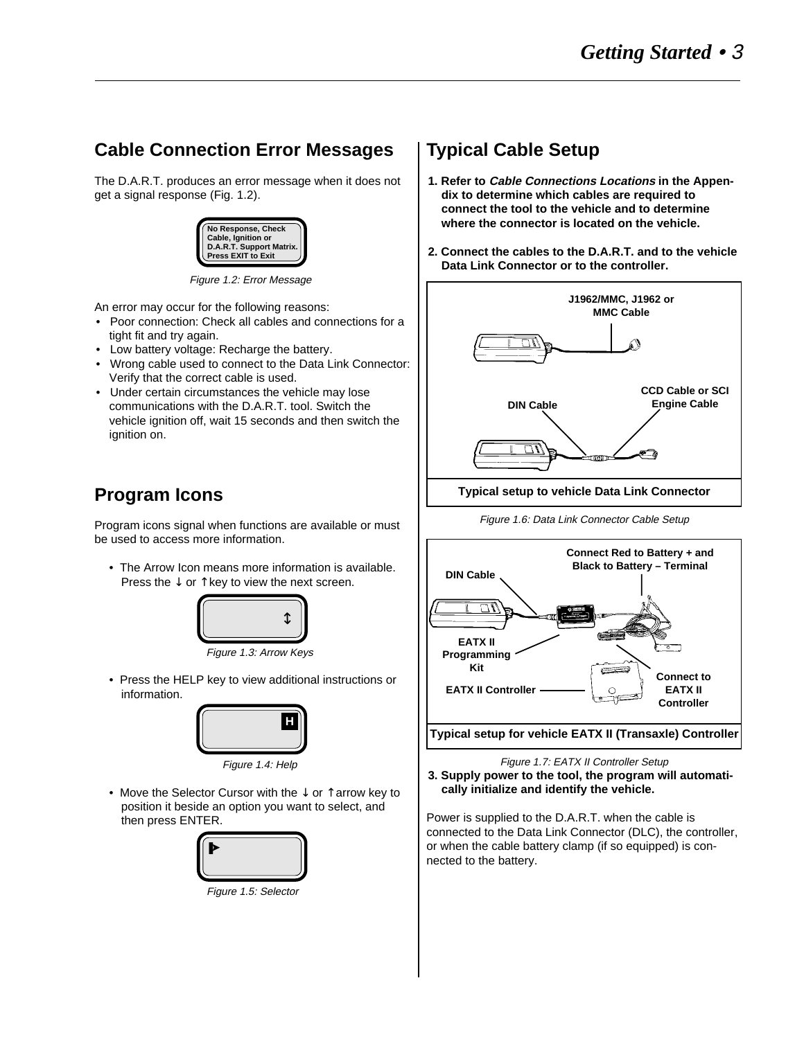## Cable Connection Error Messages

The D.A.R.T. produces an error message when it does not get a signal response (Fig. 1.2).

No Response, Check Cable, Ignition or D.A.R.T. Support Matrix. Press EXIT to Exit

*Figure 1.2: Error Message*

An error may occur for the following reasons:

- Poor connection: Check all cables and connections for a tight fit and try again.
- Low battery voltage: Recharge the battery.
- Wrong cable used to connect to the Data Link Connector: Verify that the correct cable is used.
- Under certain circumstances the vehicle may lose communications with the D.A.R.T. tool. Switch the vehicle ignition off, wait 15 seconds and then switch the ignition on.

## Program Icons

Program icons signal when functions are available or must be used to access more information.

- The Arrow Icon means more information is available. Press the ↓ or ↑ key to view the next screen.

*Figure 1.3: Arrow Keys*

- Press the HELP key to view additional instructions or information.

*Figure 1.4: Help*

- Move the Selector Cursor with the ↓ or ↑ arrow key to position it beside an option you want to select, and then press ENTER.

*Figure 1.5: Selector*

## Typical Cable Setup

1. **Refer to *Cable Connections Locations* in the Appendix to determine which cables are required to connect the tool to the vehicle and to determine where the connector is located on the vehicle.**
2. **Connect the cables to the D.A.R.T. and to the vehicle Data Link Connector or to the controller.**

J1962/MMC, J1962 or MMC Cable

DIN Cable

CCD Cable or SCI Engine Cable

**Typical setup to vehicle Data Link Connector**

*Figure 1.6: Data Link Connector Cable Setup*

DIN Cable

Connect Red to Battery + and Black to Battery – Terminal

EATX II Programming Kit

EATX II Controller

Connect to EATX II Controller

**Typical setup for vehicle EATX II (Transaxle) Controller**

*Figure 1.7: EATX II Controller Setup*

3. **Supply power to the tool, the program will automatically initialize and identify the vehicle.**

Power is supplied to the D.A.R.T. when the cable is connected to the Data Link Connector (DLC), the controller, or when the cable battery clamp (if so equipped) is connected to the battery.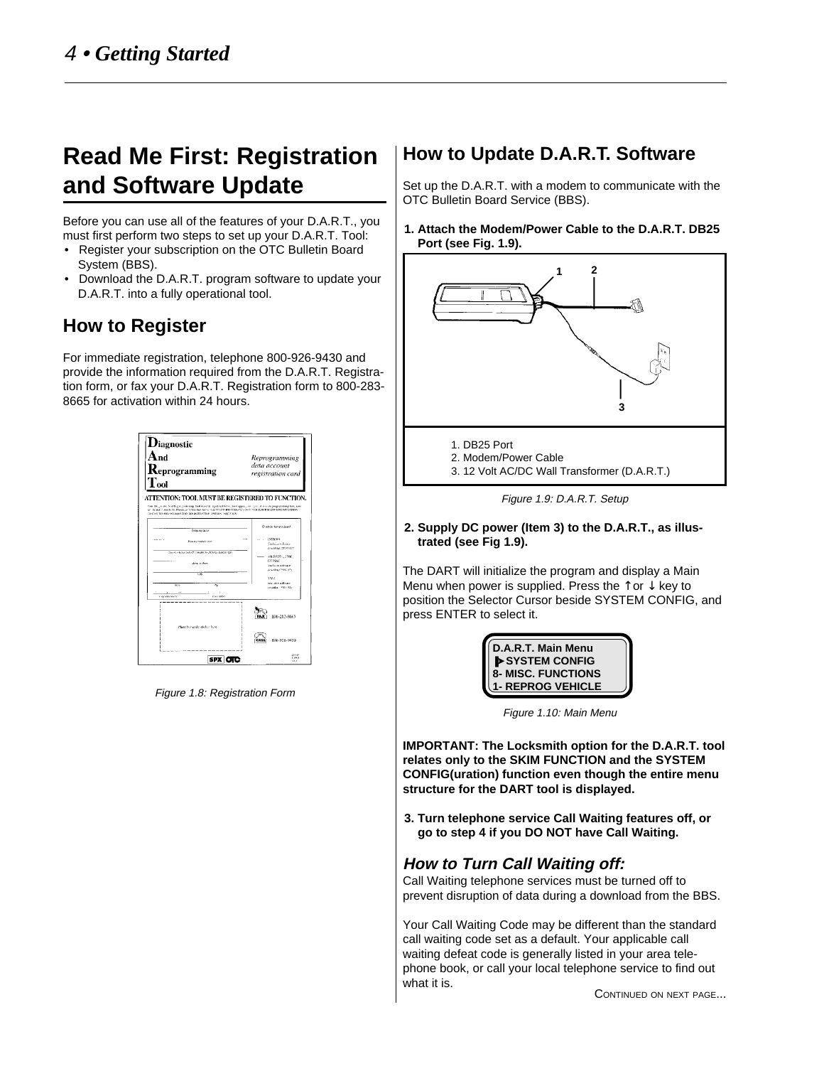# Read Me First: Registration and Software Update

Before you can use all of the features of your D.A.R.T., you must first perform two steps to set up your D.A.R.T. Tool:

- Register your subscription on the OTC Bulletin Board System (BBS).
- Download the D.A.R.T. program software to update your D.A.R.T. into a fully operational tool.

## How to Register

For immediate registration, telephone 800-926-9430 and provide the information required from the D.A.R.T. Registration form, or fax your D.A.R.T. Registration form to 800-283-8665 for activation within 24 hours.

Figure 1.8: Registration Form

## How to Update D.A.R.T. Software

Set up the D.A.R.T. with a modem to communicate with the OTC Bulletin Board Service (BBS).

**1. Attach the Modem/Power Cable to the D.A.R.T. DB25 Port (see Fig. 1.9).**

1. DB25 Port
2. Modem/Power Cable
3. 12 Volt AC/DC Wall Transformer (D.A.R.T.)

Figure 1.9: D.A.R.T. Setup

**2. Supply DC power (Item 3) to the D.A.R.T., as illustrated (see Fig 1.9).**

The DART will initialize the program and display a Main Menu when power is supplied. Press the ↑ or ↓ key to position the Selector Cursor beside SYSTEM CONFIG, and press ENTER to select it.

```
D.A.R.T. Main Menu
▶SYSTEM CONFIG
8- MISC. FUNCTIONS
1- REPROG VEHICLE
```

Figure 1.10: Main Menu

**IMPORTANT: The Locksmith option for the D.A.R.T. tool relates only to the SKIM FUNCTION and the SYSTEM CONFIG(uration) function even though the entire menu structure for the DART tool is displayed.**

**3. Turn telephone service Call Waiting features off, or go to step 4 if you DO NOT have Call Waiting.**

### *How to Turn Call Waiting off:*

Call Waiting telephone services must be turned off to prevent disruption of data during a download from the BBS.

Your Call Waiting Code may be different than the standard call waiting code set as a default. Your applicable call waiting defeat code is generally listed in your area telephone book, or call your local telephone service to find out what it is.

CONTINUED ON NEXT PAGE...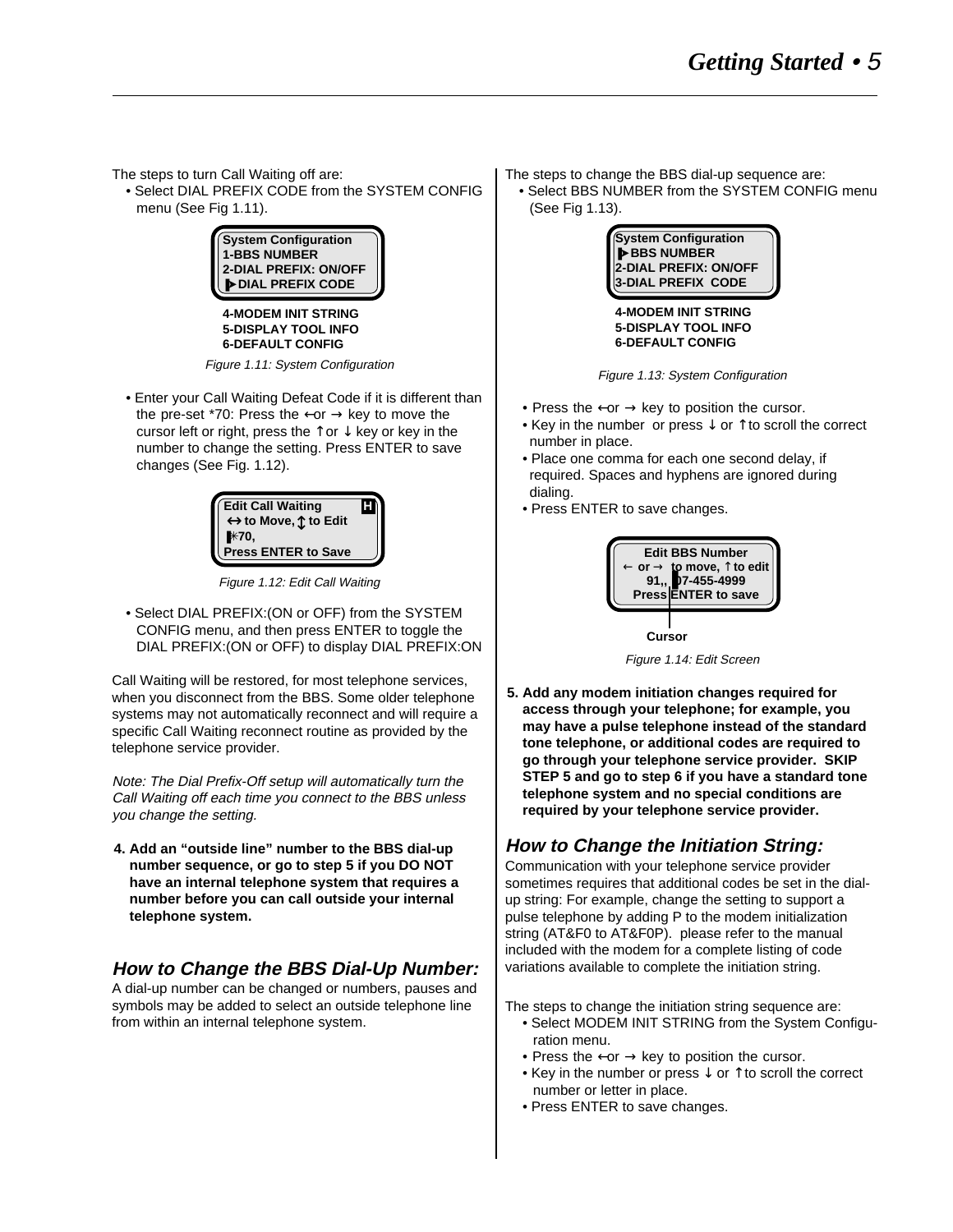The steps to turn Call Waiting off are:

- Select DIAL PREFIX CODE from the SYSTEM CONFIG menu (See Fig 1.11).

```
System Configuration
1-BBS NUMBER
2-DIAL PREFIX: ON/OFF
▶DIAL PREFIX CODE
4-MODEM INIT STRING
5-DISPLAY TOOL INFO
6-DEFAULT CONFIG
```

*Figure 1.11: System Configuration*

- Enter your Call Waiting Defeat Code if it is different than the pre-set *70: Press the ← or → key to move the cursor left or right, press the ↑ or ↓ key or key in the number to change the setting. Press ENTER to save changes (See Fig. 1.12).

```
Edit Call Waiting          H
↔ to Move, ↕ to Edit
*70,
Press ENTER to Save
```

*Figure 1.12: Edit Call Waiting*

- Select DIAL PREFIX:(ON or OFF) from the SYSTEM CONFIG menu, and then press ENTER to toggle the DIAL PREFIX:(ON or OFF) to display DIAL PREFIX:ON

Call Waiting will be restored, for most telephone services, when you disconnect from the BBS. Some older telephone systems may not automatically reconnect and will require a specific Call Waiting reconnect routine as provided by the telephone service provider.

*Note: The Dial Prefix-Off setup will automatically turn the Call Waiting off each time you connect to the BBS unless you change the setting.*

**4. Add an "outside line" number to the BBS dial-up number sequence, or go to step 5 if you DO NOT have an internal telephone system that requires a number before you can call outside your internal telephone system.**

## *How to Change the BBS Dial-Up Number:*

A dial-up number can be changed or numbers, pauses and symbols may be added to select an outside telephone line from within an internal telephone system.

The steps to change the BBS dial-up sequence are:

- Select BBS NUMBER from the SYSTEM CONFIG menu (See Fig 1.13).

```
System Configuration
▶BBS NUMBER
2-DIAL PREFIX: ON/OFF
3-DIAL PREFIX  CODE
4-MODEM INIT STRING
5-DISPLAY TOOL INFO
6-DEFAULT CONFIG
```

*Figure 1.13: System Configuration*

- Press the ← or → key to position the cursor.
- Key in the number or press ↓ or ↑ to scroll the correct number in place.
- Place one comma for each one second delay, if required. Spaces and hyphens are ignored during dialing.
- Press ENTER to save changes.

```
Edit BBS Number
← or → to move, ↑ to edit
91,, 07-455-4999
Press ENTER to save
```

Cursor

*Figure 1.14: Edit Screen*

**5. Add any modem initiation changes required for access through your telephone; for example, you may have a pulse telephone instead of the standard tone telephone, or additional codes are required to go through your telephone service provider. SKIP STEP 5 and go to step 6 if you have a standard tone telephone system and no special conditions are required by your telephone service provider.**

## *How to Change the Initiation String:*

Communication with your telephone service provider sometimes requires that additional codes be set in the dial-up string: For example, change the setting to support a pulse telephone by adding P to the modem initialization string (AT&F0 to AT&F0P). please refer to the manual included with the modem for a complete listing of code variations available to complete the initiation string.

The steps to change the initiation string sequence are:

- Select MODEM INIT STRING from the System Configuration menu.
- Press the ← or → key to position the cursor.
- Key in the number or press ↓ or ↑ to scroll the correct number or letter in place.
- Press ENTER to save changes.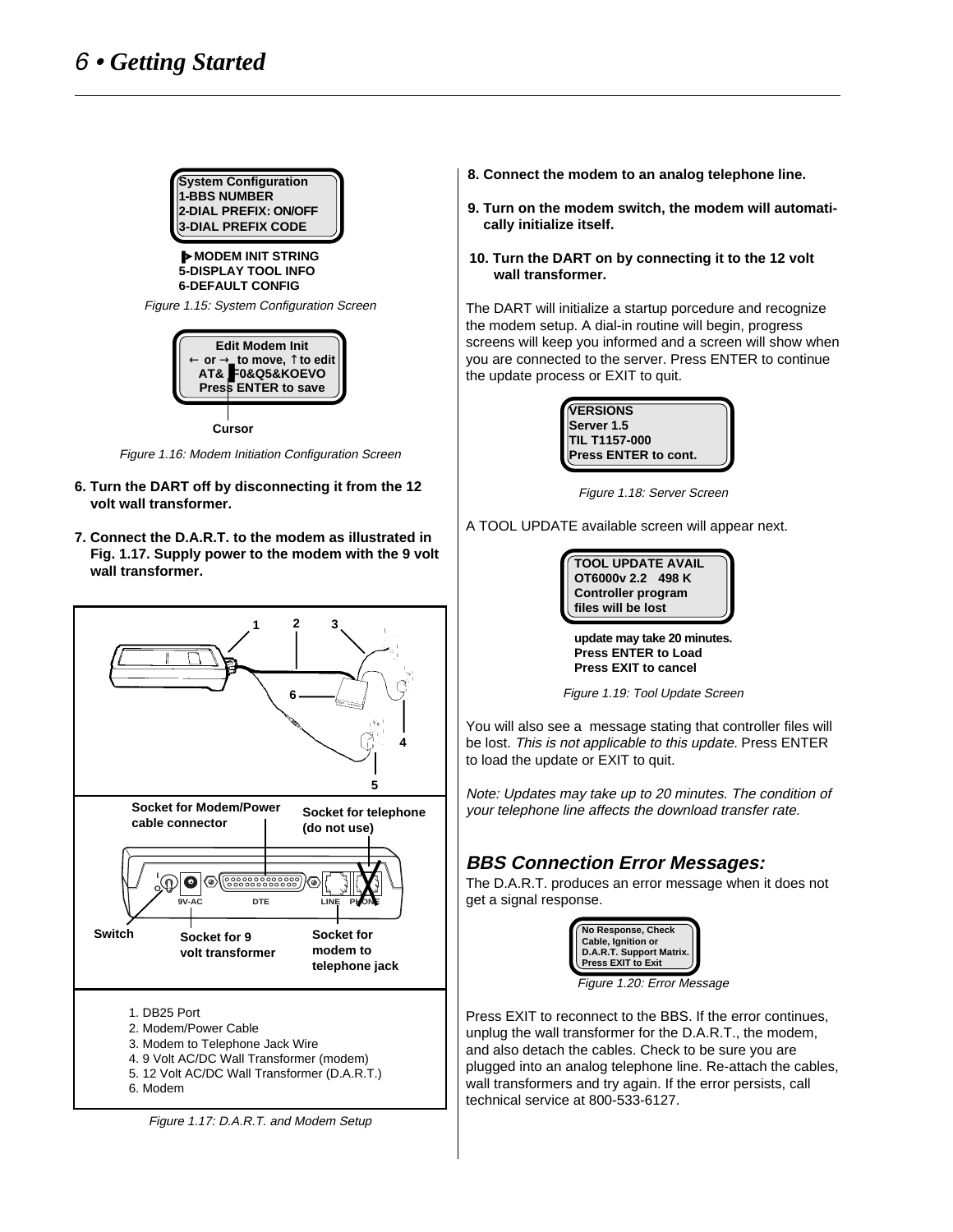System Configuration
1-BBS NUMBER
2-DIAL PREFIX: ON/OFF
3-DIAL PREFIX CODE

4-MODEM INIT STRING
5-DISPLAY TOOL INFO
6-DEFAULT CONFIG

*Figure 1.15: System Configuration Screen*

Edit Modem Init
← or → to move, ↑ to edit
AT&F0&Q5&KOEVO
Press ENTER to save

Cursor

*Figure 1.16: Modem Initiation Configuration Screen*

**6. Turn the DART off by disconnecting it from the 12 volt wall transformer.**

**7. Connect the D.A.R.T. to the modem as illustrated in Fig. 1.17. Supply power to the modem with the 9 volt wall transformer.**

Socket for Modem/Power cable connector

Socket for telephone (do not use)

9V-AC DTE LINE PHONE

Switch

Socket for 9 volt transformer

Socket for modem to telephone jack

1. DB25 Port
2. Modem/Power Cable
3. Modem to Telephone Jack Wire
4. 9 Volt AC/DC Wall Transformer (modem)
5. 12 Volt AC/DC Wall Transformer (D.A.R.T.)
6. Modem

*Figure 1.17: D.A.R.T. and Modem Setup*

**8. Connect the modem to an analog telephone line.**

**9. Turn on the modem switch, the modem will automatically initialize itself.**

**10. Turn the DART on by connecting it to the 12 volt wall transformer.**

The DART will initialize a startup porcedure and recognize the modem setup. A dial-in routine will begin, progress screens will keep you informed and a screen will show when you are connected to the server. Press ENTER to continue the update process or EXIT to quit.

VERSIONS
Server 1.5
TIL T1157-000
Press ENTER to cont.

*Figure 1.18: Server Screen*

A TOOL UPDATE available screen will appear next.

TOOL UPDATE AVAIL
OT6000v 2.2 498 K
Controller program
files will be lost

update may take 20 minutes.
Press ENTER to Load
Press EXIT to cancel

*Figure 1.19: Tool Update Screen*

You will also see a message stating that controller files will be lost. *This is not applicable to this update.* Press ENTER to load the update or EXIT to quit.

*Note: Updates may take up to 20 minutes. The condition of your telephone line affects the download transfer rate.*

## BBS Connection Error Messages:

The D.A.R.T. produces an error message when it does not get a signal response.

No Response, Check
Cable, Ignition or
D.A.R.T. Support Matrix.
Press EXIT to Exit

*Figure 1.20: Error Message*

Press EXIT to reconnect to the BBS. If the error continues, unplug the wall transformer for the D.A.R.T., the modem, and also detach the cables. Check to be sure you are plugged into an analog telephone line. Re-attach the cables, wall transformers and try again. If the error persists, call technical service at 800-533-6127.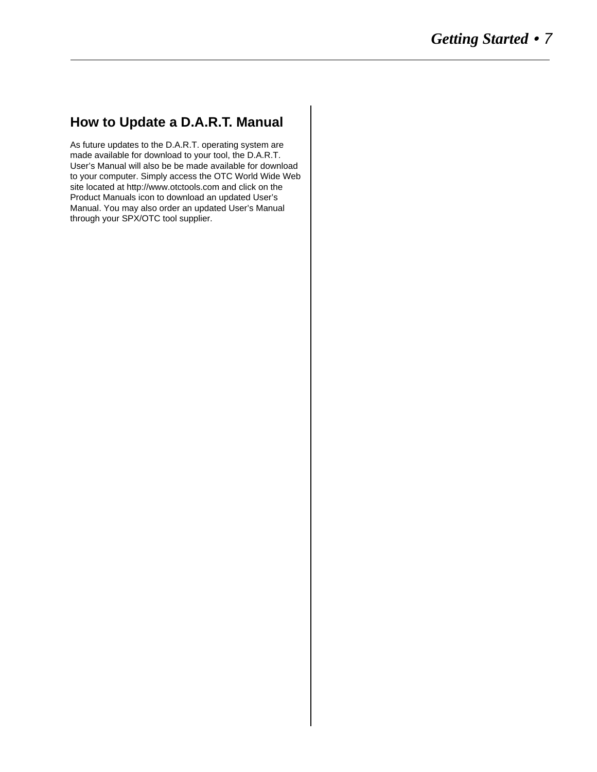## How to Update a D.A.R.T. Manual

As future updates to the D.A.R.T. operating system are made available for download to your tool, the D.A.R.T. User's Manual will also be be made available for download to your computer. Simply access the OTC World Wide Web site located at http://www.otctools.com and click on the Product Manuals icon to download an updated User's Manual. You may also order an updated User's Manual through your SPX/OTC tool supplier.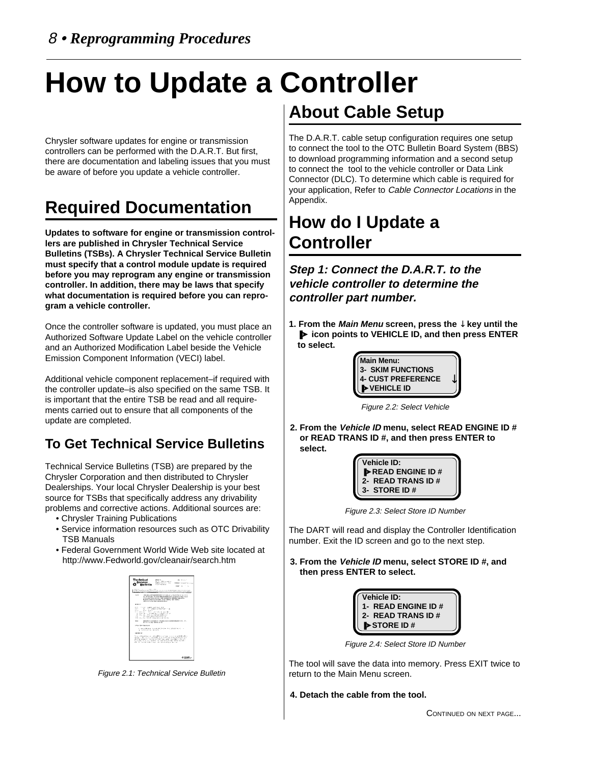# How to Update a Controller

Chrysler software updates for engine or transmission controllers can be performed with the D.A.R.T. But first, there are documentation and labeling issues that you must be aware of before you update a vehicle controller.

## Required Documentation

**Updates to software for engine or transmission controllers are published in Chrysler Technical Service Bulletins (TSBs). A Chrysler Technical Service Bulletin must specify that a control module update is required before you may reprogram any engine or transmission controller. In addition, there may be laws that specify what documentation is required before you can reprogram a vehicle controller.**

Once the controller software is updated, you must place an Authorized Software Update Label on the vehicle controller and an Authorized Modification Label beside the Vehicle Emission Component Information (VECI) label.

Additional vehicle component replacement–if required with the controller update–is also specified on the same TSB. It is important that the entire TSB be read and all requirements carried out to ensure that all components of the update are completed.

### To Get Technical Service Bulletins

Technical Service Bulletins (TSB) are prepared by the Chrysler Corporation and then distributed to Chrysler Dealerships. Your local Chrysler Dealership is your best source for TSBs that specifically address any drivability problems and corrective actions. Additional sources are:

- Chrysler Training Publications
- Service information resources such as OTC Drivability TSB Manuals
- Federal Government World Wide Web site located at http://www.Fedworld.gov/cleanair/search.htm

*Figure 2.1: Technical Service Bulletin*

## About Cable Setup

The D.A.R.T. cable setup configuration requires one setup to connect the tool to the OTC Bulletin Board System (BBS) to download programming information and a second setup to connect the tool to the vehicle controller or Data Link Connector (DLC). To determine which cable is required for your application, Refer to *Cable Connector Locations* in the Appendix.

## How do I Update a Controller

### *Step 1: Connect the D.A.R.T. to the vehicle controller to determine the controller part number.*

**1. From the *Main Menu* screen, press the ↓ key until the ▶ icon points to VEHICLE ID, and then press ENTER to select.**

```
Main Menu:
3- SKIM FUNCTIONS
4- CUST PREFERENCE   ↓
▶VEHICLE ID
```

*Figure 2.2: Select Vehicle*

**2. From the *Vehicle ID* menu, select READ ENGINE ID # or READ TRANS ID #, and then press ENTER to select.**

```
Vehicle ID:
▶READ ENGINE ID #
2- READ TRANS ID #
3- STORE ID #
```

*Figure 2.3: Select Store ID Number*

The DART will read and display the Controller Identification number. Exit the ID screen and go to the next step.

**3. From the *Vehicle ID* menu, select STORE ID #, and then press ENTER to select.**

```
Vehicle ID:
1- READ ENGINE ID #
2- READ TRANS ID #
▶STORE ID #
```

*Figure 2.4: Select Store ID Number*

The tool will save the data into memory. Press EXIT twice to return to the Main Menu screen.

**4. Detach the cable from the tool.**

CONTINUED ON NEXT PAGE...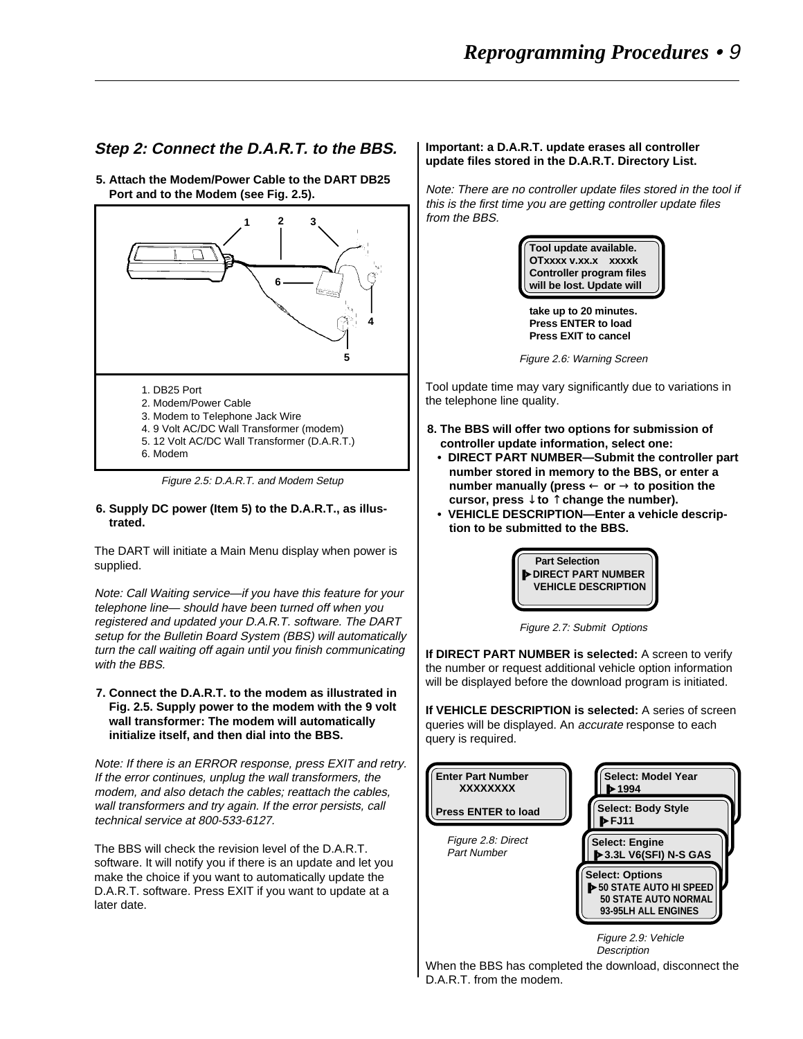## Step 2: Connect the D.A.R.T. to the BBS.

**5. Attach the Modem/Power Cable to the DART DB25 Port and to the Modem (see Fig. 2.5).**

1. DB25 Port
2. Modem/Power Cable
3. Modem to Telephone Jack Wire
4. 9 Volt AC/DC Wall Transformer (modem)
5. 12 Volt AC/DC Wall Transformer (D.A.R.T.)
6. Modem

*Figure 2.5: D.A.R.T. and Modem Setup*

**6. Supply DC power (Item 5) to the D.A.R.T., as illustrated.**

The DART will initiate a Main Menu display when power is supplied.

*Note: Call Waiting service—if you have this feature for your telephone line— should have been turned off when you registered and updated your D.A.R.T. software. The DART setup for the Bulletin Board System (BBS) will automatically turn the call waiting off again until you finish communicating with the BBS.*

**7. Connect the D.A.R.T. to the modem as illustrated in Fig. 2.5. Supply power to the modem with the 9 volt wall transformer: The modem will automatically initialize itself, and then dial into the BBS.**

*Note: If there is an ERROR response, press EXIT and retry. If the error continues, unplug the wall transformers, the modem, and also detach the cables; reattach the cables, wall transformers and try again. If the error persists, call technical service at 800-533-6127.*

The BBS will check the revision level of the D.A.R.T. software. It will notify you if there is an update and let you make the choice if you want to automatically update the D.A.R.T. software. Press EXIT if you want to update at a later date.

**Important: a D.A.R.T. update erases all controller update files stored in the D.A.R.T. Directory List.**

*Note: There are no controller update files stored in the tool if this is the first time you are getting controller update files from the BBS.*

```
Tool update available.
OTxxxx v.xx.x    xxxxk
Controller program files
will be lost. Update will
take up to 20 minutes.
Press ENTER to load
Press EXIT to cancel
```

*Figure 2.6: Warning Screen*

Tool update time may vary significantly due to variations in the telephone line quality.

**8. The BBS will offer two options for submission of controller update information, select one:**

- **DIRECT PART NUMBER—Submit the controller part number stored in memory to the BBS, or enter a number manually (press ← or → to position the cursor, press ↓ to ↑ change the number).**
- **VEHICLE DESCRIPTION—Enter a vehicle description to be submitted to the BBS.**

```
  Part Selection
▶DIRECT PART NUMBER
 VEHICLE DESCRIPTION
```

*Figure 2.7: Submit Options*

**If DIRECT PART NUMBER is selected:** A screen to verify the number or request additional vehicle option information will be displayed before the download program is initiated.

**If VEHICLE DESCRIPTION is selected:** A series of screen queries will be displayed. An *accurate* response to each query is required.

```
Enter Part Number
     XXXXXXXX

Press ENTER to load
```

*Figure 2.8: Direct Part Number*

```
Select: Model Year
 ▶1994
Select: Body Style
 ▶FJ11
Select: Engine
 ▶3.3L V6(SFI) N-S GAS
Select: Options
 ▶50 STATE AUTO HI SPEED
  50 STATE AUTO NORMAL
  93-95LH ALL ENGINES
```

*Figure 2.9: Vehicle Description*

When the BBS has completed the download, disconnect the D.A.R.T. from the modem.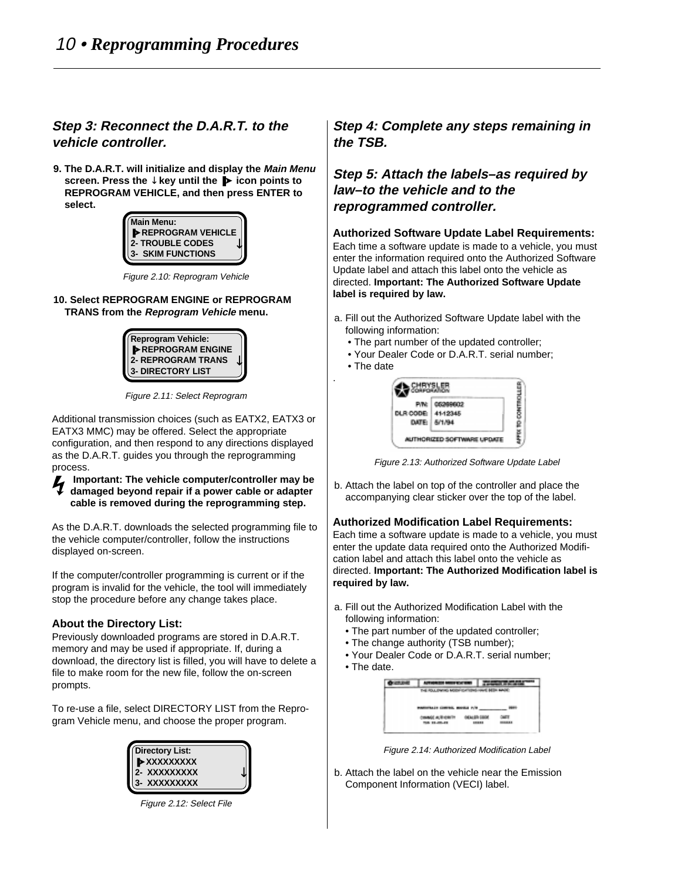### Step 3: Reconnect the D.A.R.T. to the vehicle controller.

**9. The D.A.R.T. will initialize and display the *Main Menu* screen. Press the ↓ key until the ▶ icon points to REPROGRAM VEHICLE, and then press ENTER to select.**

```
Main Menu:
▶REPROGRAM VEHICLE
2- TROUBLE CODES     ↓
3-  SKIM FUNCTIONS
```

*Figure 2.10: Reprogram Vehicle*

**10. Select REPROGRAM ENGINE or REPROGRAM TRANS from the *Reprogram Vehicle* menu.**

```
Reprogram Vehicle:
▶REPROGRAM ENGINE
2- REPROGRAM TRANS   ↓
3- DIRECTORY LIST
```

*Figure 2.11: Select Reprogram*

Additional transmission choices (such as EATX2, EATX3 or EATX3 MMC) may be offered. Select the appropriate configuration, and then respond to any directions displayed as the D.A.R.T. guides you through the reprogramming process.

**Important: The vehicle computer/controller may be damaged beyond repair if a power cable or adapter cable is removed during the reprogramming step.**

As the D.A.R.T. downloads the selected programming file to the vehicle computer/controller, follow the instructions displayed on-screen.

If the computer/controller programming is current or if the program is invalid for the vehicle, the tool will immediately stop the procedure before any change takes place.

**About the Directory List:**
Previously downloaded programs are stored in D.A.R.T. memory and may be used if appropriate. If, during a download, the directory list is filled, you will have to delete a file to make room for the new file, follow the on-screen prompts.

To re-use a file, select DIRECTORY LIST from the Reprogram Vehicle menu, and choose the proper program.

```
Directory List:
▶XXXXXXXXX
2-  XXXXXXXXX        ↓
3-  XXXXXXXXX
```

*Figure 2.12: Select File*

### Step 4: Complete any steps remaining in the TSB.

### Step 5: Attach the labels–as required by law–to the vehicle and to the reprogrammed controller.

**Authorized Software Update Label Requirements:**
Each time a software update is made to a vehicle, you must enter the information required onto the Authorized Software Update label and attach this label onto the vehicle as directed. **Important: The Authorized Software Update label is required by law.**

a. Fill out the Authorized Software Update label with the following information:
   - The part number of the updated controller;
   - Your Dealer Code or D.A.R.T. serial number;
   - The date

```
CHRYSLER CORPORATION
P/N: 05269602
DLR CODE: 41-12345
DATE: 5/1/94
AUTHORIZED SOFTWARE UPDATE
AFFIX TO CONTROLLER
```

*Figure 2.13: Authorized Software Update Label*

b. Attach the label on top of the controller and place the accompanying clear sticker over the top of the label.

**Authorized Modification Label Requirements:**
Each time a software update is made to a vehicle, you must enter the update data required onto the Authorized Modification label and attach this label onto the vehicle as directed. **Important: The Authorized Modification label is required by law.**

a. Fill out the Authorized Modification Label with the following information:
   - The part number of the updated controller;
   - The change authority (TSB number);
   - Your Dealer Code or D.A.R.T. serial number;
   - The date.

*Figure 2.14: Authorized Modification Label*

b. Attach the label on the vehicle near the Emission Component Information (VECI) label.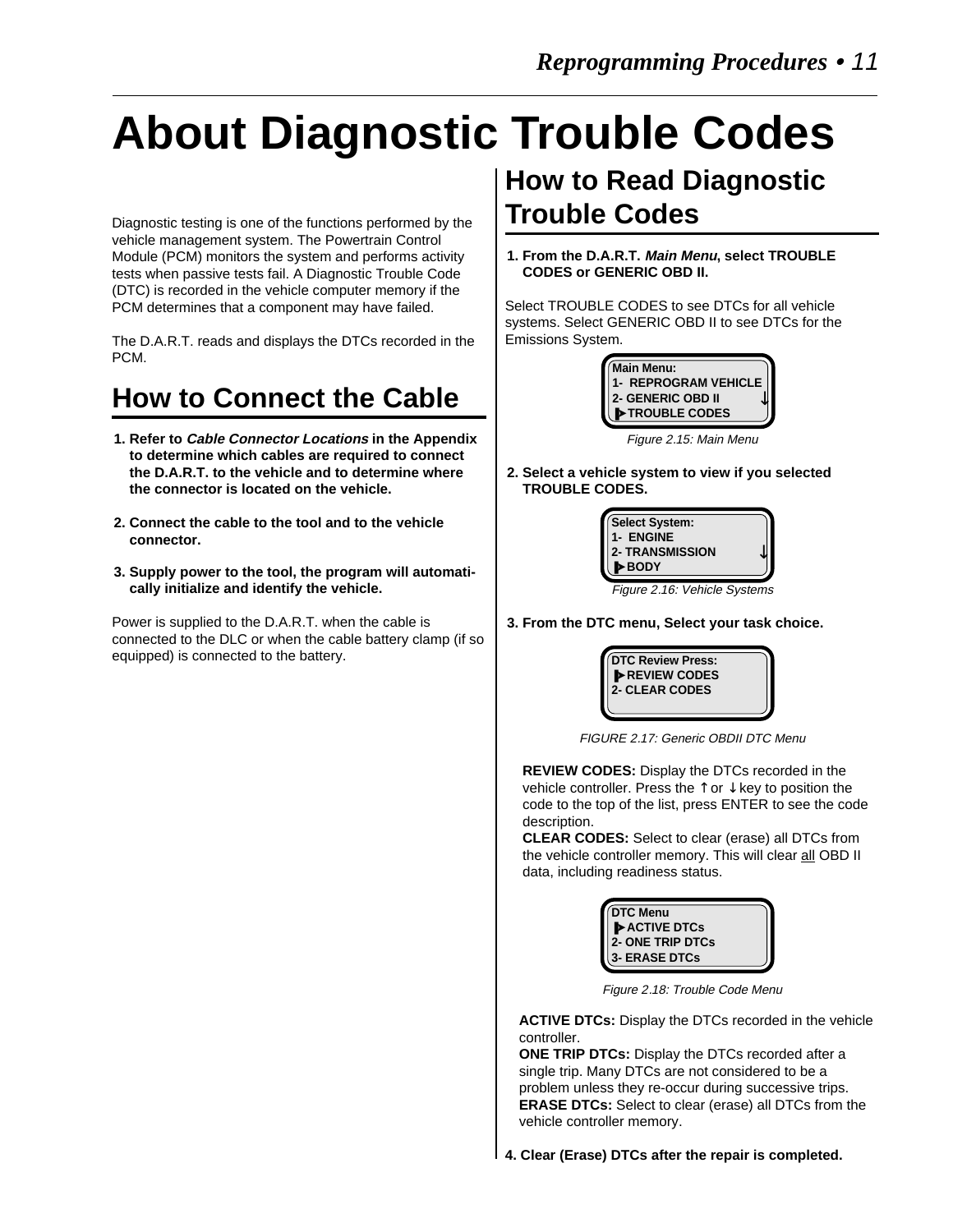# About Diagnostic Trouble Codes

Diagnostic testing is one of the functions performed by the vehicle management system. The Powertrain Control Module (PCM) monitors the system and performs activity tests when passive tests fail. A Diagnostic Trouble Code (DTC) is recorded in the vehicle computer memory if the PCM determines that a component may have failed.

The D.A.R.T. reads and displays the DTCs recorded in the PCM.

## How to Connect the Cable

1. **Refer to *Cable Connector Locations* in the Appendix to determine which cables are required to connect the D.A.R.T. to the vehicle and to determine where the connector is located on the vehicle.**

2. **Connect the cable to the tool and to the vehicle connector.**

3. **Supply power to the tool, the program will automatically initialize and identify the vehicle.**

Power is supplied to the D.A.R.T. when the cable is connected to the DLC or when the cable battery clamp (if so equipped) is connected to the battery.

## How to Read Diagnostic Trouble Codes

1. **From the D.A.R.T. *Main Menu*, select TROUBLE CODES or GENERIC OBD II.**

Select TROUBLE CODES to see DTCs for all vehicle systems. Select GENERIC OBD II to see DTCs for the Emissions System.

```
Main Menu:
1-  REPROGRAM VEHICLE
2- GENERIC OBD II       ↓
▶TROUBLE CODES
```

Figure 2.15: Main Menu

2. **Select a vehicle system to view if you selected TROUBLE CODES.**

```
Select System:
1-  ENGINE
2- TRANSMISSION         ↓
▶BODY
```

Figure 2.16: Vehicle Systems

3. **From the DTC menu, Select your task choice.**

```
DTC Review Press:
▶REVIEW CODES
2- CLEAR CODES
```

FIGURE 2.17: Generic OBDII DTC Menu

**REVIEW CODES:** Display the DTCs recorded in the vehicle controller. Press the ↑ or ↓ key to position the code to the top of the list, press ENTER to see the code description.
**CLEAR CODES:** Select to clear (erase) all DTCs from the vehicle controller memory. This will clear all OBD II data, including readiness status.

```
DTC Menu
▶ACTIVE DTCs
2- ONE TRIP DTCs
3- ERASE DTCs
```

Figure 2.18: Trouble Code Menu

**ACTIVE DTCs:** Display the DTCs recorded in the vehicle controller.
**ONE TRIP DTCs:** Display the DTCs recorded after a single trip. Many DTCs are not considered to be a problem unless they re-occur during successive trips.
**ERASE DTCs:** Select to clear (erase) all DTCs from the vehicle controller memory.

4. **Clear (Erase) DTCs after the repair is completed.**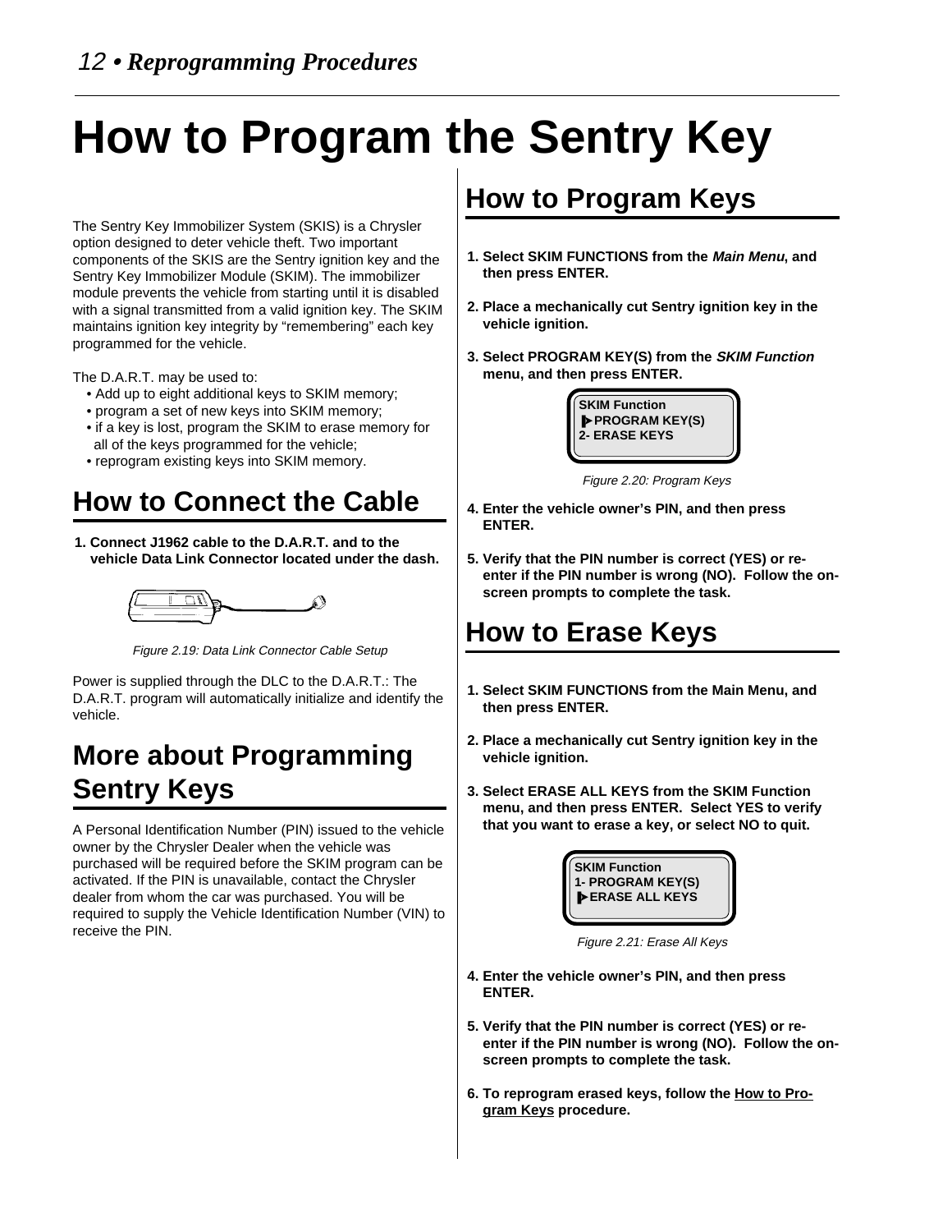# How to Program the Sentry Key

The Sentry Key Immobilizer System (SKIS) is a Chrysler option designed to deter vehicle theft. Two important components of the SKIS are the Sentry ignition key and the Sentry Key Immobilizer Module (SKIM). The immobilizer module prevents the vehicle from starting until it is disabled with a signal transmitted from a valid ignition key. The SKIM maintains ignition key integrity by "remembering" each key programmed for the vehicle.

The D.A.R.T. may be used to:

- Add up to eight additional keys to SKIM memory;
- program a set of new keys into SKIM memory;
- if a key is lost, program the SKIM to erase memory for all of the keys programmed for the vehicle;
- reprogram existing keys into SKIM memory.

## How to Connect the Cable

1. **Connect J1962 cable to the D.A.R.T. and to the vehicle Data Link Connector located under the dash.**

*Figure 2.19: Data Link Connector Cable Setup*

Power is supplied through the DLC to the D.A.R.T.: The D.A.R.T. program will automatically initialize and identify the vehicle.

## More about Programming Sentry Keys

A Personal Identification Number (PIN) issued to the vehicle owner by the Chrysler Dealer when the vehicle was purchased will be required before the SKIM program can be activated. If the PIN is unavailable, contact the Chrysler dealer from whom the car was purchased. You will be required to supply the Vehicle Identification Number (VIN) to receive the PIN.

## How to Program Keys

1. **Select SKIM FUNCTIONS from the *Main Menu*, and then press ENTER.**
2. **Place a mechanically cut Sentry ignition key in the vehicle ignition.**
3. **Select PROGRAM KEY(S) from the *SKIM Function* menu, and then press ENTER.**

```
SKIM Function
▶PROGRAM KEY(S)
2- ERASE KEYS
```

*Figure 2.20: Program Keys*

4. **Enter the vehicle owner's PIN, and then press ENTER.**
5. **Verify that the PIN number is correct (YES) or re-enter if the PIN number is wrong (NO). Follow the on-screen prompts to complete the task.**

## How to Erase Keys

1. **Select SKIM FUNCTIONS from the Main Menu, and then press ENTER.**
2. **Place a mechanically cut Sentry ignition key in the vehicle ignition.**
3. **Select ERASE ALL KEYS from the SKIM Function menu, and then press ENTER. Select YES to verify that you want to erase a key, or select NO to quit.**

```
SKIM Function
1- PROGRAM KEY(S)
▶ERASE ALL KEYS
```

*Figure 2.21: Erase All Keys*

4. **Enter the vehicle owner's PIN, and then press ENTER.**
5. **Verify that the PIN number is correct (YES) or re-enter if the PIN number is wrong (NO). Follow the on-screen prompts to complete the task.**
6. **To reprogram erased keys, follow the How to Program Keys procedure.**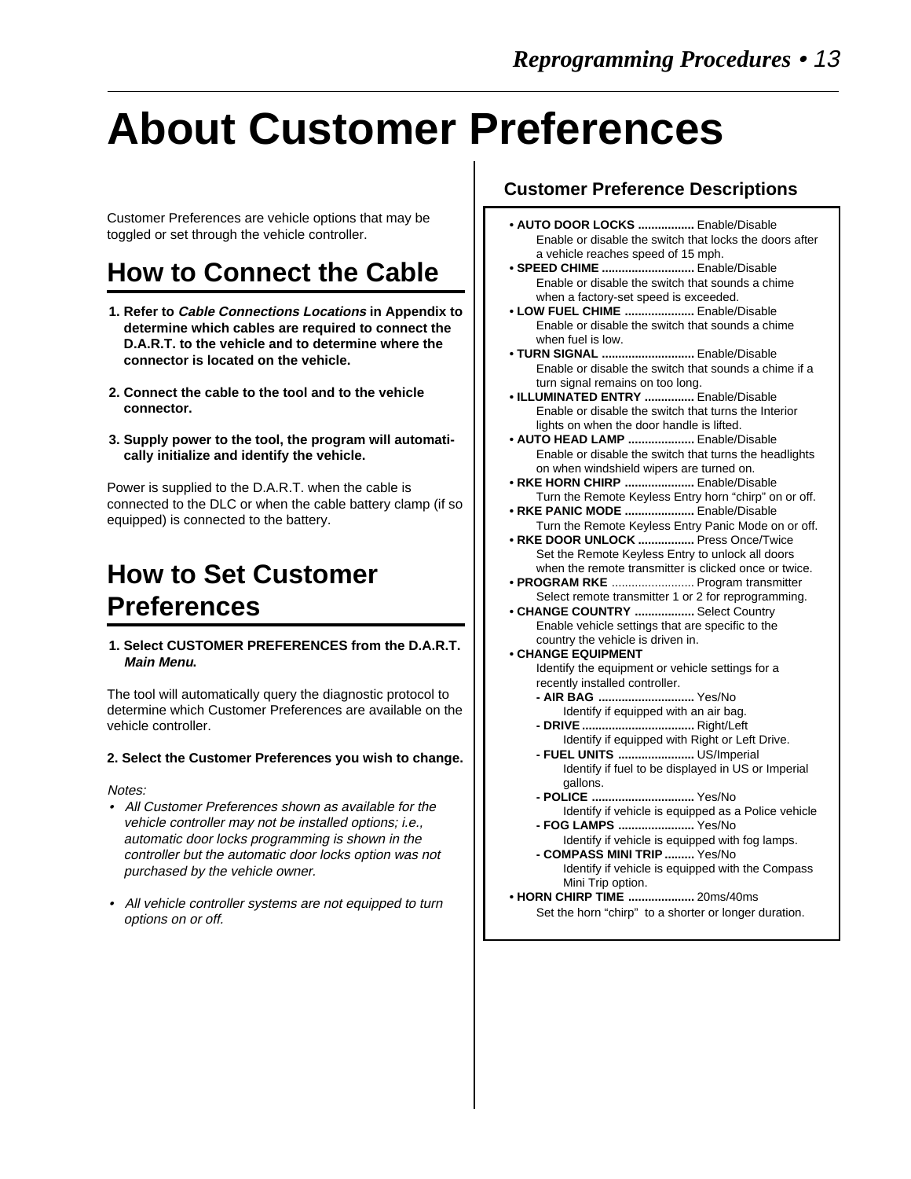# About Customer Preferences

Customer Preferences are vehicle options that may be toggled or set through the vehicle controller.

## How to Connect the Cable

1. **Refer to *Cable Connections Locations* in Appendix to determine which cables are required to connect the D.A.R.T. to the vehicle and to determine where the connector is located on the vehicle.**

2. **Connect the cable to the tool and to the vehicle connector.**

3. **Supply power to the tool, the program will automatically initialize and identify the vehicle.**

Power is supplied to the D.A.R.T. when the cable is connected to the DLC or when the cable battery clamp (if so equipped) is connected to the battery.

## How to Set Customer Preferences

1. **Select CUSTOMER PREFERENCES from the D.A.R.T. *Main Menu.***

The tool will automatically query the diagnostic protocol to determine which Customer Preferences are available on the vehicle controller.

2. **Select the Customer Preferences you wish to change.**

*Notes:*

- *All Customer Preferences shown as available for the vehicle controller may not be installed options; i.e., automatic door locks programming is shown in the controller but the automatic door locks option was not purchased by the vehicle owner.*

- *All vehicle controller systems are not equipped to turn options on or off.*

### Customer Preference Descriptions

- **AUTO DOOR LOCKS .................** Enable/Disable
  Enable or disable the switch that locks the doors after a vehicle reaches speed of 15 mph.
- **SPEED CHIME ............................** Enable/Disable
  Enable or disable the switch that sounds a chime when a factory-set speed is exceeded.
- **LOW FUEL CHIME .....................** Enable/Disable
  Enable or disable the switch that sounds a chime when fuel is low.
- **TURN SIGNAL ............................** Enable/Disable
  Enable or disable the switch that sounds a chime if a turn signal remains on too long.
- **ILLUMINATED ENTRY ..............** Enable/Disable
  Enable or disable the switch that turns the Interior lights on when the door handle is lifted.
- **AUTO HEAD LAMP ...................** Enable/Disable
  Enable or disable the switch that turns the headlights on when windshield wipers are turned on.
- **RKE HORN CHIRP .....................** Enable/Disable
  Turn the Remote Keyless Entry horn "chirp" on or off.
- **RKE PANIC MODE .....................** Enable/Disable
  Turn the Remote Keyless Entry Panic Mode on or off.
- **RKE DOOR UNLOCK .................** Press Once/Twice
  Set the Remote Keyless Entry to unlock all doors when the remote transmitter is clicked once or twice.
- **PROGRAM RKE** ......................... Program transmitter
  Select remote transmitter 1 or 2 for reprogramming.
- **CHANGE COUNTRY ..................** Select Country
  Enable vehicle settings that are specific to the country the vehicle is driven in.
- **CHANGE EQUIPMENT**
  Identify the equipment or vehicle settings for a recently installed controller.
  - **AIR BAG ............................** Yes/No
    Identify if equipped with an air bag.
  - **DRIVE .................................** Right/Left
    Identify if equipped with Right or Left Drive.
  - **FUEL UNITS .......................** US/Imperial
    Identify if fuel to be displayed in US or Imperial gallons.
  - **POLICE ...............................** Yes/No
    Identify if vehicle is equipped as a Police vehicle
  - **FOG LAMPS .......................** Yes/No
    Identify if vehicle is equipped with fog lamps.
  - **COMPASS MINI TRIP .........** Yes/No
    Identify if vehicle is equipped with the Compass Mini Trip option.
- **HORN CHIRP TIME ....................** 20ms/40ms
  Set the horn "chirp" to a shorter or longer duration.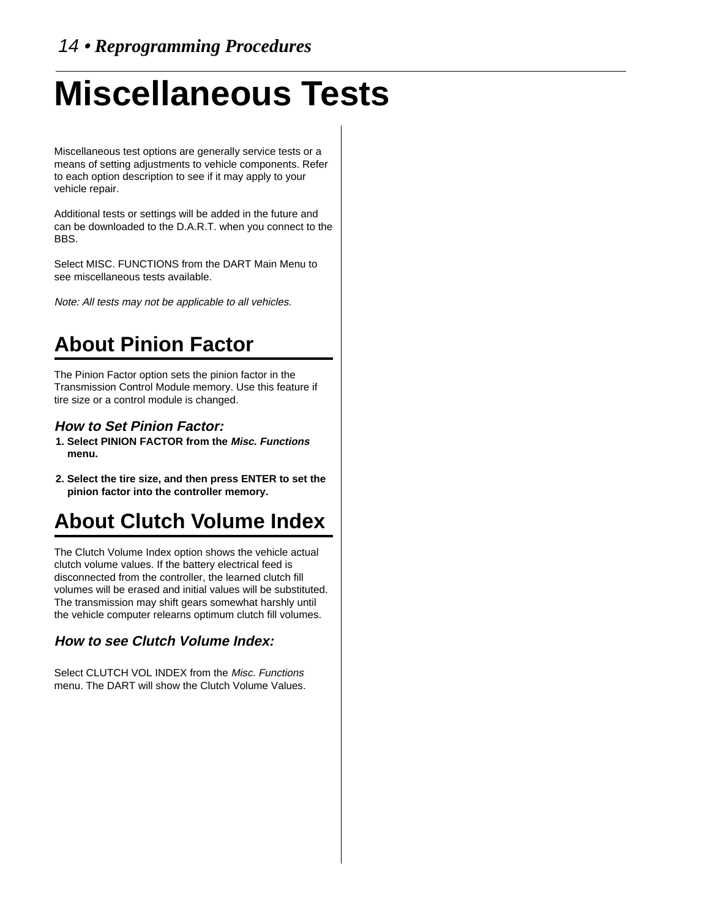# Miscellaneous Tests

Miscellaneous test options are generally service tests or a means of setting adjustments to vehicle components. Refer to each option description to see if it may apply to your vehicle repair.

Additional tests or settings will be added in the future and can be downloaded to the D.A.R.T. when you connect to the BBS.

Select MISC. FUNCTIONS from the DART Main Menu to see miscellaneous tests available.

*Note: All tests may not be applicable to all vehicles.*

## About Pinion Factor

The Pinion Factor option sets the pinion factor in the Transmission Control Module memory. Use this feature if tire size or a control module is changed.

### *How to Set Pinion Factor:*

1. **Select PINION FACTOR from the *Misc. Functions* menu.**
2. **Select the tire size, and then press ENTER to set the pinion factor into the controller memory.**

## About Clutch Volume Index

The Clutch Volume Index option shows the vehicle actual clutch volume values. If the battery electrical feed is disconnected from the controller, the learned clutch fill volumes will be erased and initial values will be substituted. The transmission may shift gears somewhat harshly until the vehicle computer relearns optimum clutch fill volumes.

### *How to see Clutch Volume Index:*

Select CLUTCH VOL INDEX from the *Misc. Functions* menu. The DART will show the Clutch Volume Values.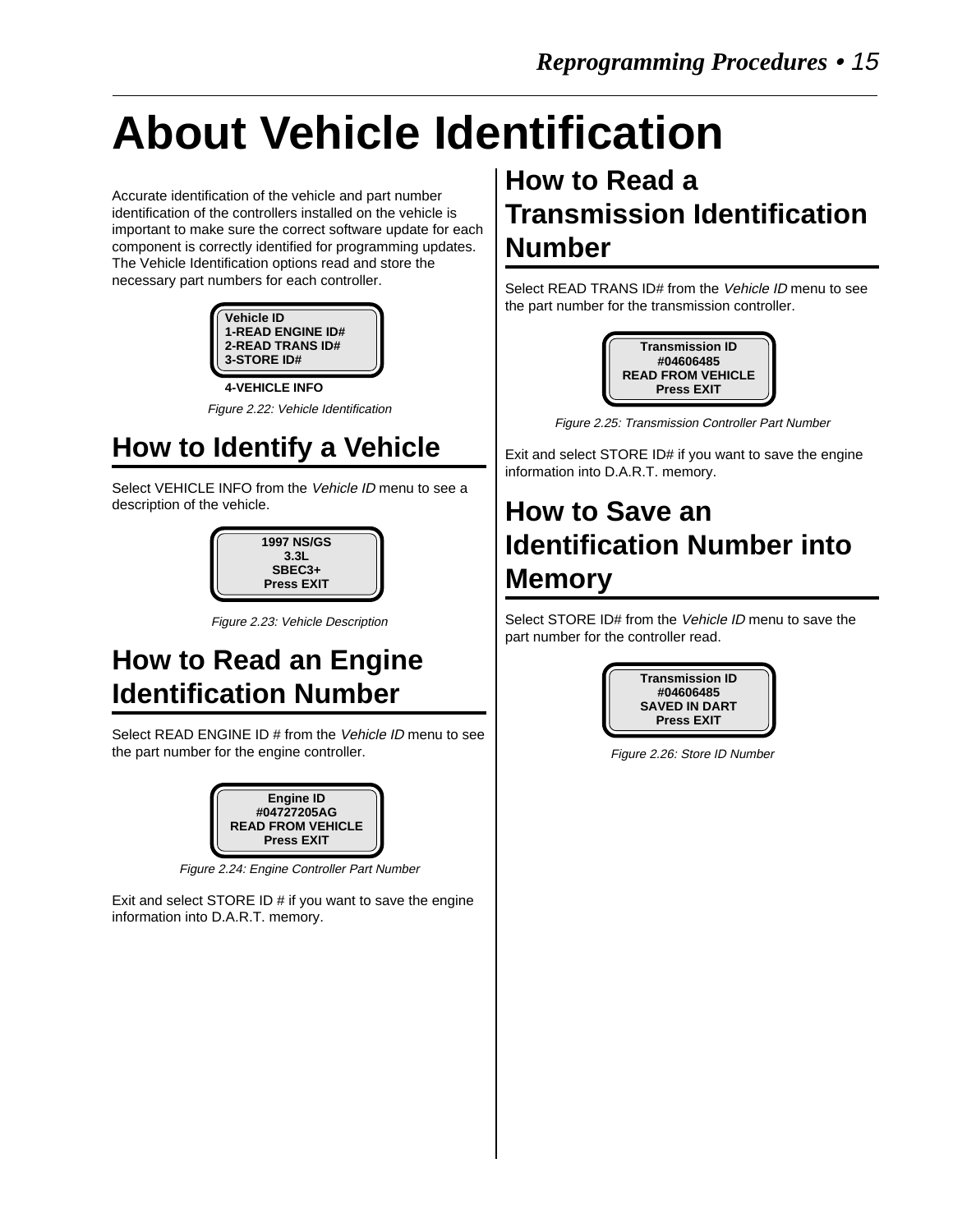// About Vehicle Identification

Accurate identification of the vehicle and part number identification of the controllers installed on the vehicle is important to make sure the correct software update for each component is correctly identified for programming updates. The Vehicle Identification options read and store the necessary part numbers for each controller.

```
Vehicle ID
1-READ ENGINE ID#
2-READ TRANS ID#
3-STORE ID#
4-VEHICLE INFO
```

*Figure 2.22: Vehicle Identification*

## How to Identify a Vehicle

Select VEHICLE INFO from the *Vehicle ID* menu to see a description of the vehicle.

```
1997 NS/GS
3.3L
SBEC3+
Press EXIT
```

*Figure 2.23: Vehicle Description*

## How to Read an Engine Identification Number

Select READ ENGINE ID # from the *Vehicle ID* menu to see the part number for the engine controller.

```
Engine ID
#04727205AG
READ FROM VEHICLE
Press EXIT
```

*Figure 2.24: Engine Controller Part Number*

Exit and select STORE ID # if you want to save the engine information into D.A.R.T. memory.

## How to Read a Transmission Identification Number

Select READ TRANS ID# from the *Vehicle ID* menu to see the part number for the transmission controller.

```
Transmission ID
#04606485
READ FROM VEHICLE
Press EXIT
```

*Figure 2.25: Transmission Controller Part Number*

Exit and select STORE ID# if you want to save the engine information into D.A.R.T. memory.

## How to Save an Identification Number into Memory

Select STORE ID# from the *Vehicle ID* menu to save the part number for the controller read.

```
Transmission ID
#04606485
SAVED IN DART
Press EXIT
```

*Figure 2.26: Store ID Number*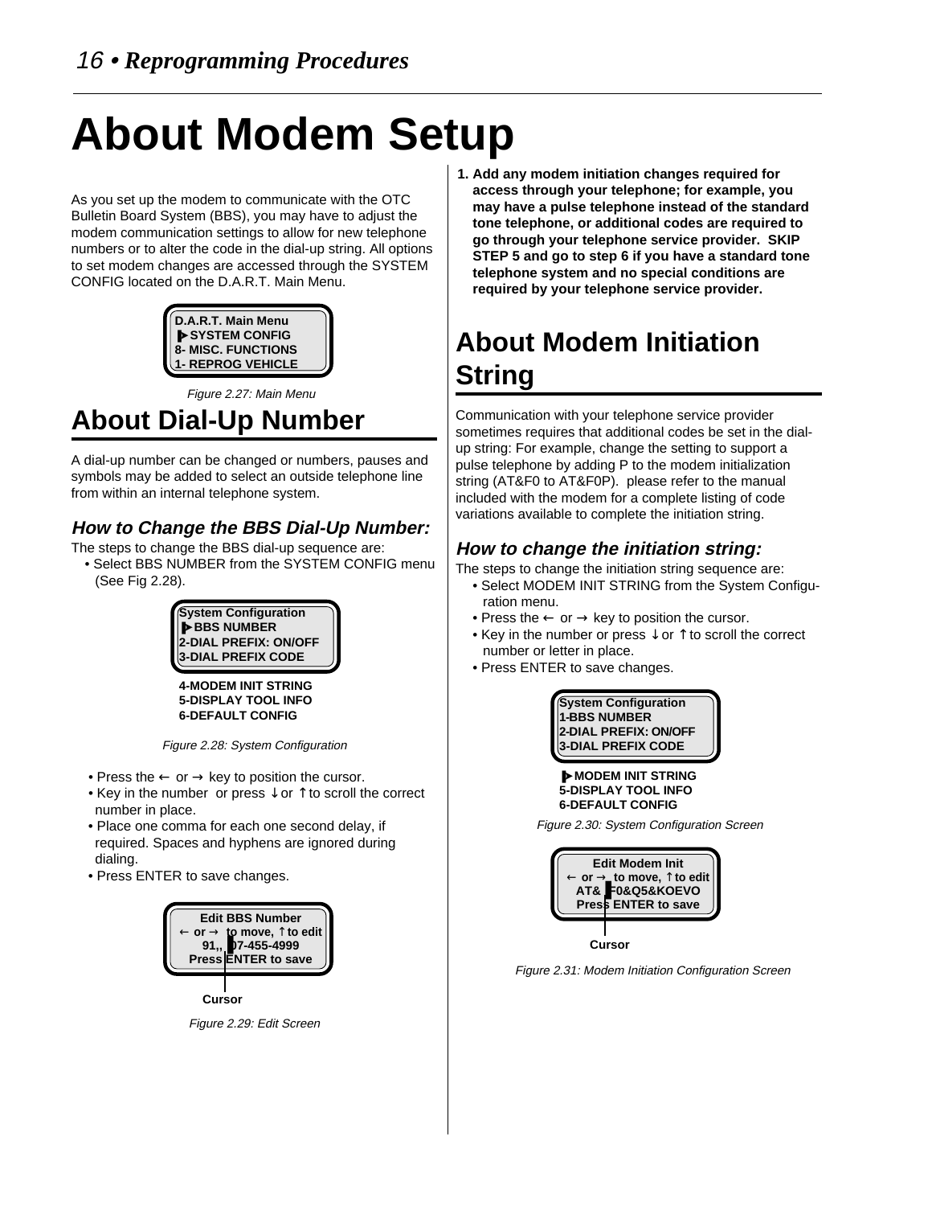# About Modem Setup

As you set up the modem to communicate with the OTC Bulletin Board System (BBS), you may have to adjust the modem communication settings to allow for new telephone numbers or to alter the code in the dial-up string. All options to set modem changes are accessed through the SYSTEM CONFIG located on the D.A.R.T. Main Menu.

```
D.A.R.T. Main Menu
▶SYSTEM CONFIG
8- MISC. FUNCTIONS
1- REPROG VEHICLE
```

*Figure 2.27: Main Menu*

## About Dial-Up Number

A dial-up number can be changed or numbers, pauses and symbols may be added to select an outside telephone line from within an internal telephone system.

### *How to Change the BBS Dial-Up Number:*

The steps to change the BBS dial-up sequence are:

- Select BBS NUMBER from the SYSTEM CONFIG menu (See Fig 2.28).

```
System Configuration
▶BBS NUMBER
2-DIAL PREFIX: ON/OFF
3-DIAL PREFIX CODE
4-MODEM INIT STRING
5-DISPLAY TOOL INFO
6-DEFAULT CONFIG
```

*Figure 2.28: System Configuration*

- Press the ← or → key to position the cursor.
- Key in the number or press ↓ or ↑ to scroll the correct number in place.
- Place one comma for each one second delay, if required. Spaces and hyphens are ignored during dialing.
- Press ENTER to save changes.

```
Edit BBS Number
← or → to move, ↑ to edit
91,,▌07-455-4999
Press ENTER to save
```

Cursor

*Figure 2.29: Edit Screen*

**1. Add any modem initiation changes required for access through your telephone; for example, you may have a pulse telephone instead of the standard tone telephone, or additional codes are required to go through your telephone service provider. SKIP STEP 5 and go to step 6 if you have a standard tone telephone system and no special conditions are required by your telephone service provider.**

## About Modem Initiation String

Communication with your telephone service provider sometimes requires that additional codes be set in the dial-up string: For example, change the setting to support a pulse telephone by adding P to the modem initialization string (AT&F0 to AT&F0P). please refer to the manual included with the modem for a complete listing of code variations available to complete the initiation string.

### *How to change the initiation string:*

The steps to change the initiation string sequence are:

- Select MODEM INIT STRING from the System Configuration menu.
- Press the ← or → key to position the cursor.
- Key in the number or press ↓ or ↑ to scroll the correct number or letter in place.
- Press ENTER to save changes.

```
System Configuration
1-BBS NUMBER
2-DIAL PREFIX: ON/OFF
3-DIAL PREFIX CODE
▶MODEM INIT STRING
5-DISPLAY TOOL INFO
6-DEFAULT CONFIG
```

*Figure 2.30: System Configuration Screen*

```
Edit Modem Init
← or → to move, ↑ to edit
AT&▌F0&Q5&KOEVO
Press ENTER to save
```

Cursor

*Figure 2.31: Modem Initiation Configuration Screen*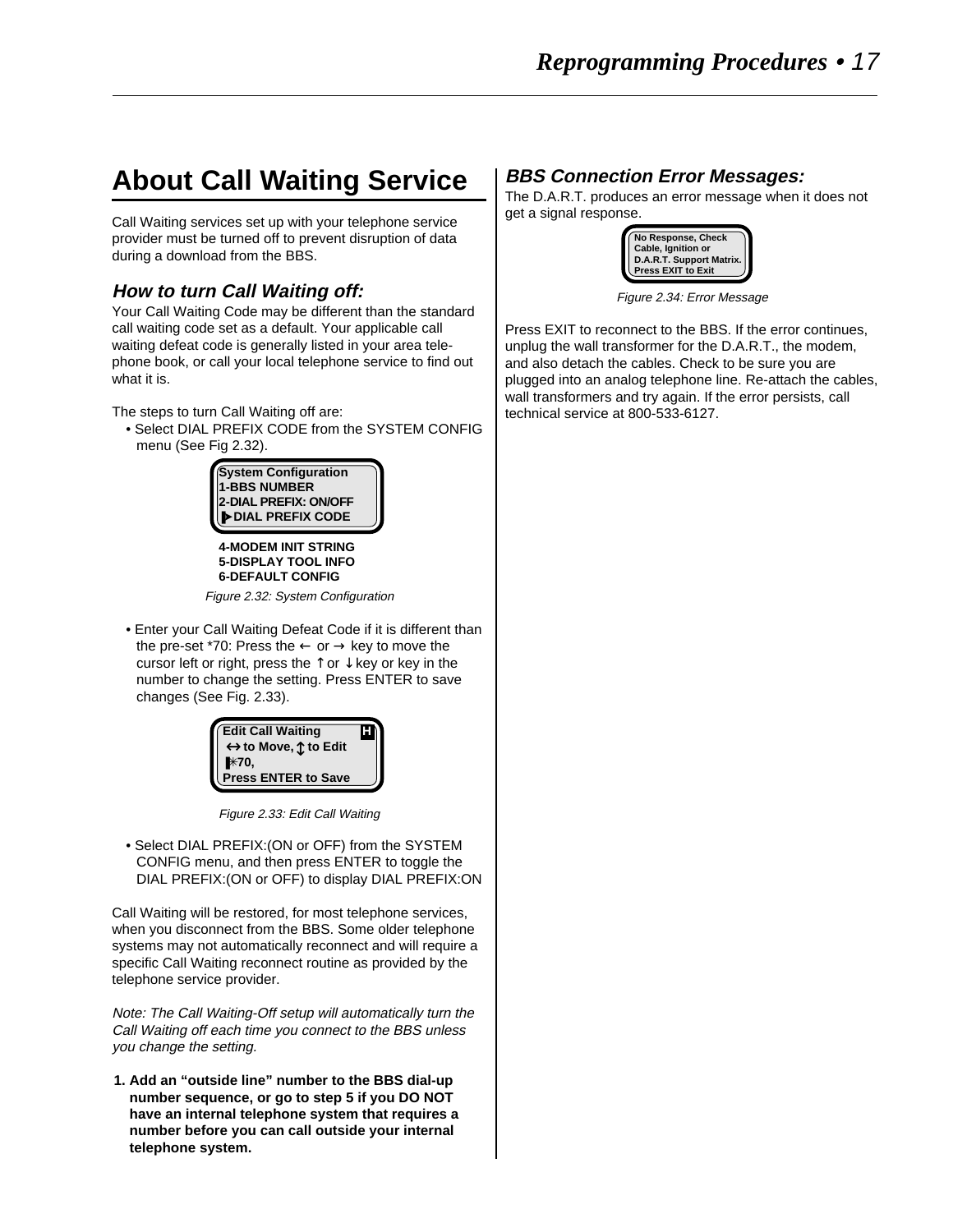# About Call Waiting Service

Call Waiting services set up with your telephone service provider must be turned off to prevent disruption of data during a download from the BBS.

### *How to turn Call Waiting off:*

Your Call Waiting Code may be different than the standard call waiting code set as a default. Your applicable call waiting defeat code is generally listed in your area telephone book, or call your local telephone service to find out what it is.

The steps to turn Call Waiting off are:

- Select DIAL PREFIX CODE from the SYSTEM CONFIG menu (See Fig 2.32).

**System Configuration**
**1-BBS NUMBER**
**2-DIAL PREFIX: ON/OFF**
**▶DIAL PREFIX CODE**

**4-MODEM INIT STRING**
**5-DISPLAY TOOL INFO**
**6-DEFAULT CONFIG**

*Figure 2.32: System Configuration*

- Enter your Call Waiting Defeat Code if it is different than the pre-set *70: Press the ← or → key to move the cursor left or right, press the ↑ or ↓ key or key in the number to change the setting. Press ENTER to save changes (See Fig. 2.33).

**Edit Call Waiting** **H**
**↔ to Move, ↕ to Edit**
**✳70,**
**Press ENTER to Save**

*Figure 2.33: Edit Call Waiting*

- Select DIAL PREFIX:(ON or OFF) from the SYSTEM CONFIG menu, and then press ENTER to toggle the DIAL PREFIX:(ON or OFF) to display DIAL PREFIX:ON

Call Waiting will be restored, for most telephone services, when you disconnect from the BBS. Some older telephone systems may not automatically reconnect and will require a specific Call Waiting reconnect routine as provided by the telephone service provider.

*Note: The Call Waiting-Off setup will automatically turn the Call Waiting off each time you connect to the BBS unless you change the setting.*

1. **Add an "outside line" number to the BBS dial-up number sequence, or go to step 5 if you DO NOT have an internal telephone system that requires a number before you can call outside your internal telephone system.**

### *BBS Connection Error Messages:*

The D.A.R.T. produces an error message when it does not get a signal response.

**No Response, Check**
**Cable, Ignition or**
**D.A.R.T. Support Matrix.**
**Press EXIT to Exit**

*Figure 2.34: Error Message*

Press EXIT to reconnect to the BBS. If the error continues, unplug the wall transformer for the D.A.R.T., the modem, and also detach the cables. Check to be sure you are plugged into an analog telephone line. Re-attach the cables, wall transformers and try again. If the error persists, call technical service at 800-533-6127.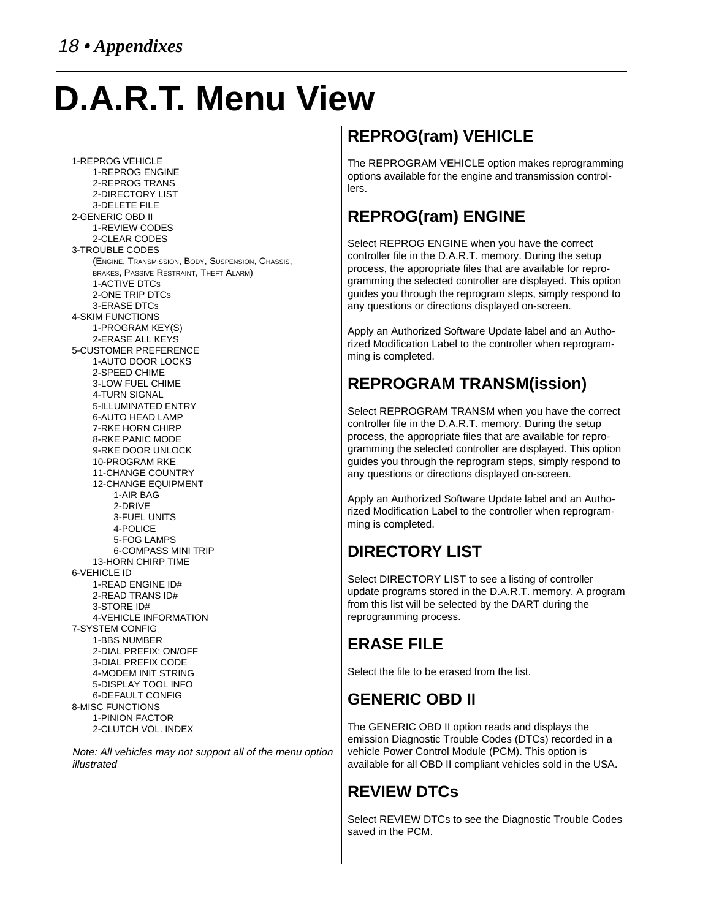# D.A.R.T. Menu View

- 1-REPROG VEHICLE
  - 1-REPROG ENGINE
  - 2-REPROG TRANS
  - 2-DIRECTORY LIST
  - 3-DELETE FILE
- 2-GENERIC OBD II
  - 1-REVIEW CODES
  - 2-CLEAR CODES
- 3-TROUBLE CODES
  - (ENGINE, TRANSMISSION, BODY, SUSPENSION, CHASSIS, BRAKES, PASSIVE RESTRAINT, THEFT ALARM)
  - 1-ACTIVE DTCS
  - 2-ONE TRIP DTCS
  - 3-ERASE DTCS
- 4-SKIM FUNCTIONS
  - 1-PROGRAM KEY(S)
  - 2-ERASE ALL KEYS
- 5-CUSTOMER PREFERENCE
  - 1-AUTO DOOR LOCKS
  - 2-SPEED CHIME
  - 3-LOW FUEL CHIME
  - 4-TURN SIGNAL
  - 5-ILLUMINATED ENTRY
  - 6-AUTO HEAD LAMP
  - 7-RKE HORN CHIRP
  - 8-RKE PANIC MODE
  - 9-RKE DOOR UNLOCK
  - 10-PROGRAM RKE
  - 11-CHANGE COUNTRY
  - 12-CHANGE EQUIPMENT
    - 1-AIR BAG
    - 2-DRIVE
    - 3-FUEL UNITS
    - 4-POLICE
    - 5-FOG LAMPS
    - 6-COMPASS MINI TRIP
  - 13-HORN CHIRP TIME
- 6-VEHICLE ID
  - 1-READ ENGINE ID#
  - 2-READ TRANS ID#
  - 3-STORE ID#
  - 4-VEHICLE INFORMATION
- 7-SYSTEM CONFIG
  - 1-BBS NUMBER
  - 2-DIAL PREFIX: ON/OFF
  - 3-DIAL PREFIX CODE
  - 4-MODEM INIT STRING
  - 5-DISPLAY TOOL INFO
  - 6-DEFAULT CONFIG
- 8-MISC FUNCTIONS
  - 1-PINION FACTOR
  - 2-CLUTCH VOL. INDEX

*Note: All vehicles may not support all of the menu option illustrated*

## REPROG(ram) VEHICLE

The REPROGRAM VEHICLE option makes reprogramming options available for the engine and transmission controllers.

## REPROG(ram) ENGINE

Select REPROG ENGINE when you have the correct controller file in the D.A.R.T. memory. During the setup process, the appropriate files that are available for reprogramming the selected controller are displayed. This option guides you through the reprogram steps, simply respond to any questions or directions displayed on-screen.

Apply an Authorized Software Update label and an Authorized Modification Label to the controller when reprogramming is completed.

## REPROGRAM TRANSM(ission)

Select REPROGRAM TRANSM when you have the correct controller file in the D.A.R.T. memory. During the setup process, the appropriate files that are available for reprogramming the selected controller are displayed. This option guides you through the reprogram steps, simply respond to any questions or directions displayed on-screen.

Apply an Authorized Software Update label and an Authorized Modification Label to the controller when reprogramming is completed.

## DIRECTORY LIST

Select DIRECTORY LIST to see a listing of controller update programs stored in the D.A.R.T. memory. A program from this list will be selected by the DART during the reprogramming process.

## ERASE FILE

Select the file to be erased from the list.

## GENERIC OBD II

The GENERIC OBD II option reads and displays the emission Diagnostic Trouble Codes (DTCs) recorded in a vehicle Power Control Module (PCM). This option is available for all OBD II compliant vehicles sold in the USA.

## REVIEW DTCs

Select REVIEW DTCs to see the Diagnostic Trouble Codes saved in the PCM.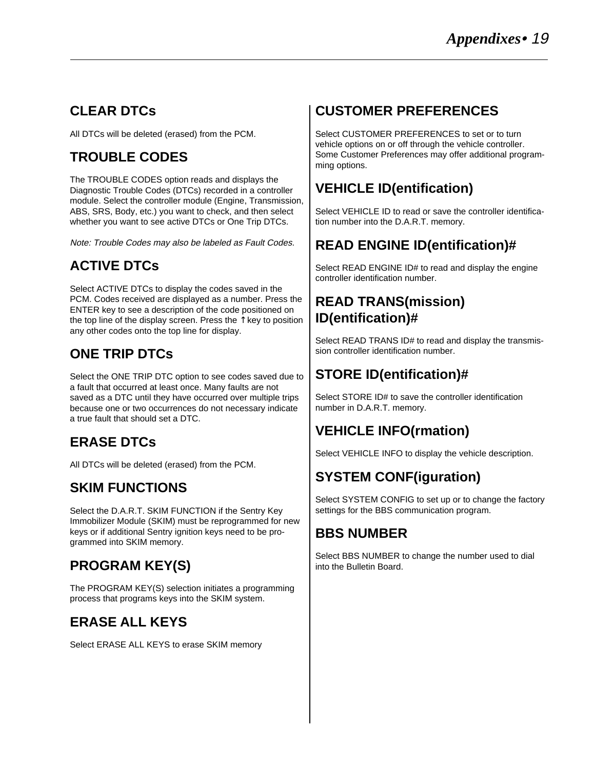## CLEAR DTCs

All DTCs will be deleted (erased) from the PCM.

## TROUBLE CODES

The TROUBLE CODES option reads and displays the Diagnostic Trouble Codes (DTCs) recorded in a controller module. Select the controller module (Engine, Transmission, ABS, SRS, Body, etc.) you want to check, and then select whether you want to see active DTCs or One Trip DTCs.

*Note: Trouble Codes may also be labeled as Fault Codes.*

## ACTIVE DTCs

Select ACTIVE DTCs to display the codes saved in the PCM. Codes received are displayed as a number. Press the ENTER key to see a description of the code positioned on the top line of the display screen. Press the ↑ key to position any other codes onto the top line for display.

## ONE TRIP DTCs

Select the ONE TRIP DTC option to see codes saved due to a fault that occurred at least once. Many faults are not saved as a DTC until they have occurred over multiple trips because one or two occurrences do not necessary indicate a true fault that should set a DTC.

## ERASE DTCs

All DTCs will be deleted (erased) from the PCM.

## SKIM FUNCTIONS

Select the D.A.R.T. SKIM FUNCTION if the Sentry Key Immobilizer Module (SKIM) must be reprogrammed for new keys or if additional Sentry ignition keys need to be programmed into SKIM memory.

## PROGRAM KEY(S)

The PROGRAM KEY(S) selection initiates a programming process that programs keys into the SKIM system.

## ERASE ALL KEYS

Select ERASE ALL KEYS to erase SKIM memory

## CUSTOMER PREFERENCES

Select CUSTOMER PREFERENCES to set or to turn vehicle options on or off through the vehicle controller. Some Customer Preferences may offer additional programming options.

## VEHICLE ID(entification)

Select VEHICLE ID to read or save the controller identification number into the D.A.R.T. memory.

## READ ENGINE ID(entification)#

Select READ ENGINE ID# to read and display the engine controller identification number.

## READ TRANS(mission) ID(entification)#

Select READ TRANS ID# to read and display the transmission controller identification number.

## STORE ID(entification)#

Select STORE ID# to save the controller identification number in D.A.R.T. memory.

## VEHICLE INFO(rmation)

Select VEHICLE INFO to display the vehicle description.

## SYSTEM CONF(iguration)

Select SYSTEM CONFIG to set up or to change the factory settings for the BBS communication program.

## BBS NUMBER

Select BBS NUMBER to change the number used to dial into the Bulletin Board.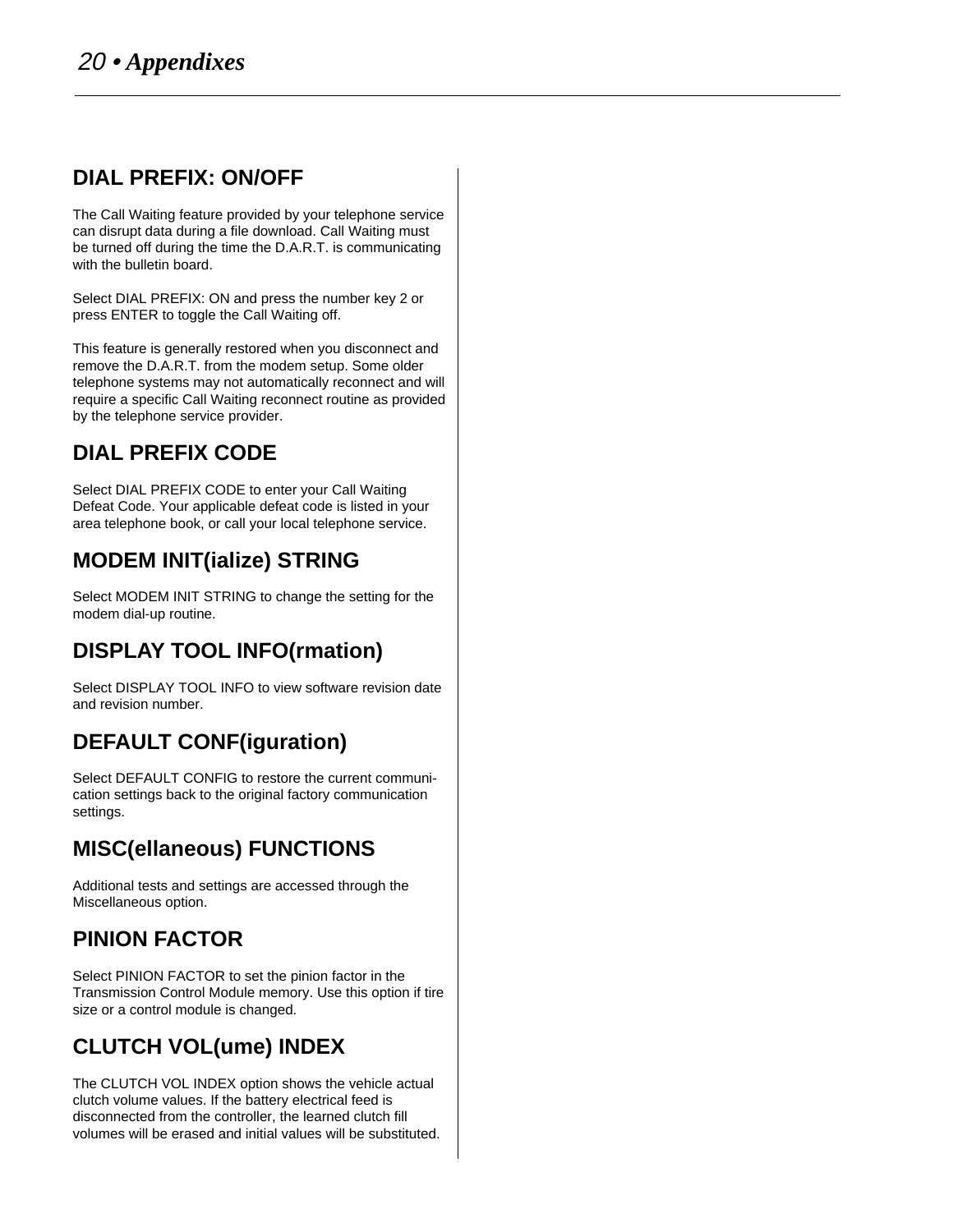## DIAL PREFIX: ON/OFF

The Call Waiting feature provided by your telephone service can disrupt data during a file download. Call Waiting must be turned off during the time the D.A.R.T. is communicating with the bulletin board.

Select DIAL PREFIX: ON and press the number key 2 or press ENTER to toggle the Call Waiting off.

This feature is generally restored when you disconnect and remove the D.A.R.T. from the modem setup. Some older telephone systems may not automatically reconnect and will require a specific Call Waiting reconnect routine as provided by the telephone service provider.

## DIAL PREFIX CODE

Select DIAL PREFIX CODE to enter your Call Waiting Defeat Code. Your applicable defeat code is listed in your area telephone book, or call your local telephone service.

## MODEM INIT(ialize) STRING

Select MODEM INIT STRING to change the setting for the modem dial-up routine.

## DISPLAY TOOL INFO(rmation)

Select DISPLAY TOOL INFO to view software revision date and revision number.

## DEFAULT CONF(iguration)

Select DEFAULT CONFIG to restore the current communication settings back to the original factory communication settings.

## MISC(ellaneous) FUNCTIONS

Additional tests and settings are accessed through the Miscellaneous option.

## PINION FACTOR

Select PINION FACTOR to set the pinion factor in the Transmission Control Module memory. Use this option if tire size or a control module is changed.

## CLUTCH VOL(ume) INDEX

The CLUTCH VOL INDEX option shows the vehicle actual clutch volume values. If the battery electrical feed is disconnected from the controller, the learned clutch fill volumes will be erased and initial values will be substituted.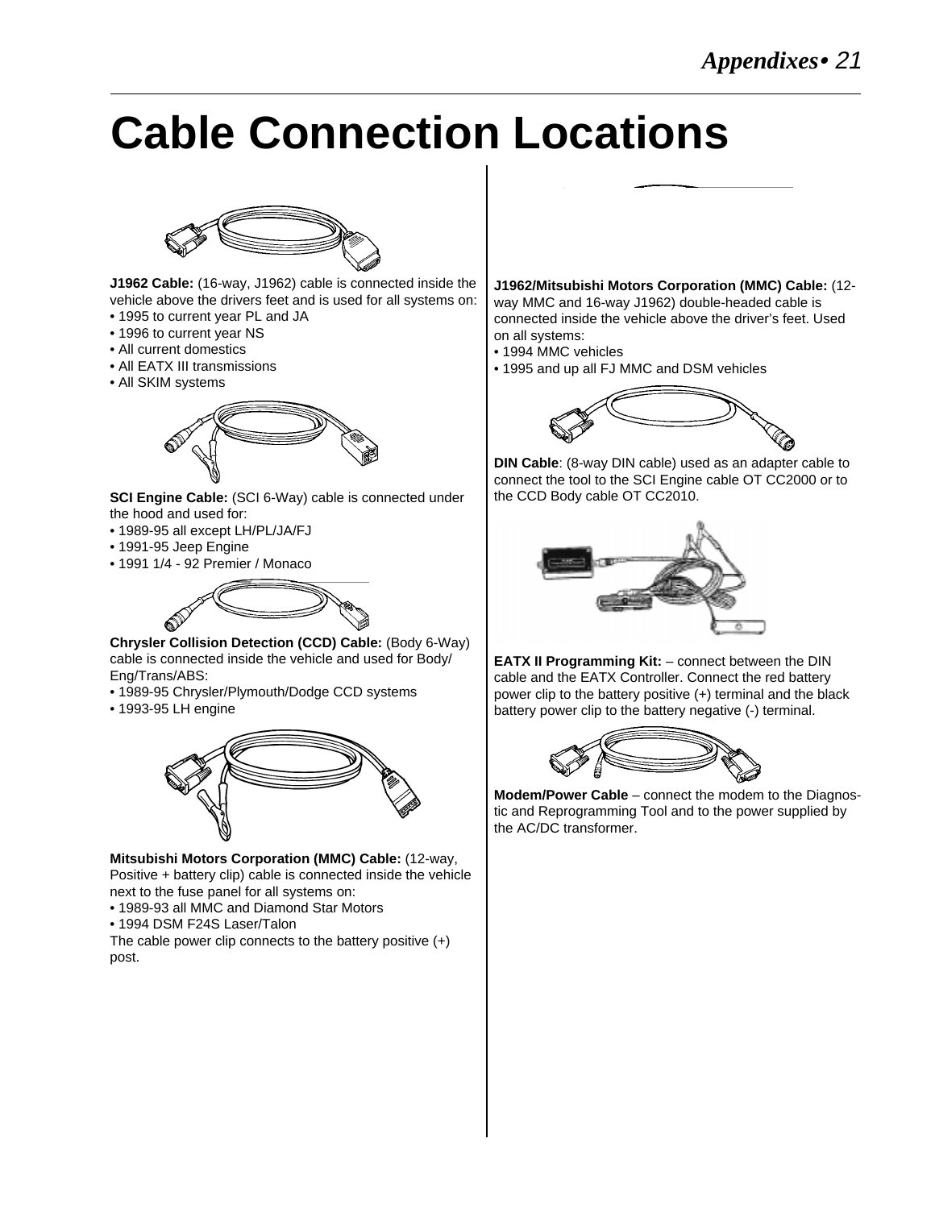# Cable Connection Locations

**J1962 Cable:** (16-way, J1962) cable is connected inside the vehicle above the drivers feet and is used for all systems on:

- 1995 to current year PL and JA
- 1996 to current year NS
- All current domestics
- All EATX III transmissions
- All SKIM systems

**SCI Engine Cable:** (SCI 6-Way) cable is connected under the hood and used for:

- 1989-95 all except LH/PL/JA/FJ
- 1991-95 Jeep Engine
- 1991 1/4 - 92 Premier / Monaco

**Chrysler Collision Detection (CCD) Cable:** (Body 6-Way) cable is connected inside the vehicle and used for Body/Eng/Trans/ABS:

- 1989-95 Chrysler/Plymouth/Dodge CCD systems
- 1993-95 LH engine

**Mitsubishi Motors Corporation (MMC) Cable:** (12-way, Positive + battery clip) cable is connected inside the vehicle next to the fuse panel for all systems on:

- 1989-93 all MMC and Diamond Star Motors
- 1994 DSM F24S Laser/Talon

The cable power clip connects to the battery positive (+) post.

**J1962/Mitsubishi Motors Corporation (MMC) Cable:** (12-way MMC and 16-way J1962) double-headed cable is connected inside the vehicle above the driver's feet. Used on all systems:

- 1994 MMC vehicles
- 1995 and up all FJ MMC and DSM vehicles

**DIN Cable**: (8-way DIN cable) used as an adapter cable to connect the tool to the SCI Engine cable OT CC2000 or to the CCD Body cable OT CC2010.

**EATX II Programming Kit:** – connect between the DIN cable and the EATX Controller. Connect the red battery power clip to the battery positive (+) terminal and the black battery power clip to the battery negative (-) terminal.

**Modem/Power Cable** – connect the modem to the Diagnostic and Reprogramming Tool and to the power supplied by the AC/DC transformer.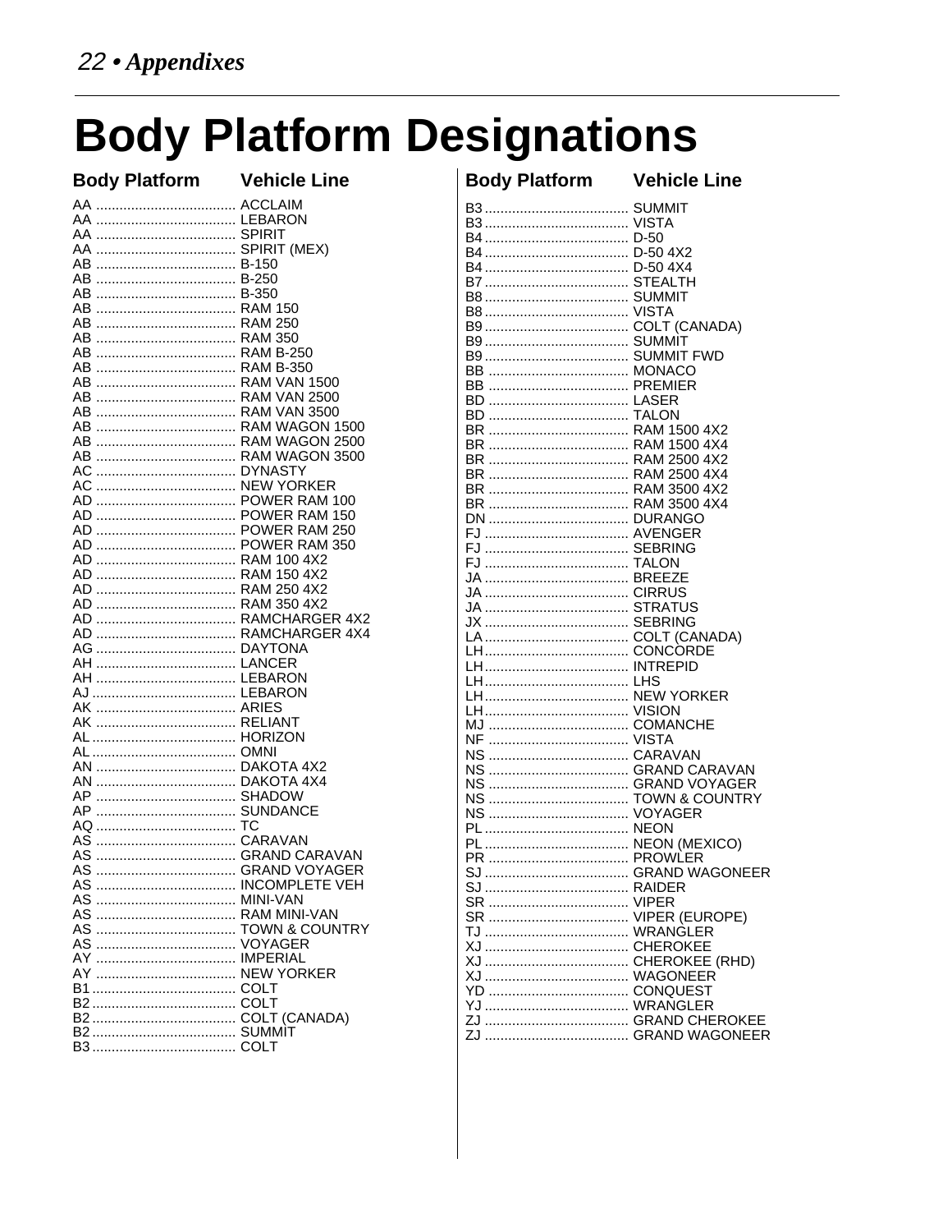# Body Platform Designations

| Body Platform | Vehicle Line |
|---|---|
| AA | ACCLAIM |
| AA | LEBARON |
| AA | SPIRIT |
| AA | SPIRIT (MEX) |
| AB | B-150 |
| AB | B-250 |
| AB | B-350 |
| AB | RAM 150 |
| AB | RAM 250 |
| AB | RAM 350 |
| AB | RAM B-250 |
| AB | RAM B-350 |
| AB | RAM VAN 1500 |
| AB | RAM VAN 2500 |
| AB | RAM VAN 3500 |
| AB | RAM WAGON 1500 |
| AB | RAM WAGON 2500 |
| AB | RAM WAGON 3500 |
| AC | DYNASTY |
| AC | NEW YORKER |
| AD | POWER RAM 100 |
| AD | POWER RAM 150 |
| AD | POWER RAM 250 |
| AD | POWER RAM 350 |
| AD | RAM 100 4X2 |
| AD | RAM 150 4X2 |
| AD | RAM 250 4X2 |
| AD | RAM 350 4X2 |
| AD | RAMCHARGER 4X2 |
| AD | RAMCHARGER 4X4 |
| AG | DAYTONA |
| AH | LANCER |
| AH | LEBARON |
| AJ | LEBARON |
| AK | ARIES |
| AK | RELIANT |
| AL | HORIZON |
| AL | OMNI |
| AN | DAKOTA 4X2 |
| AN | DAKOTA 4X4 |
| AP | SHADOW |
| AP | SUNDANCE |
| AQ | TC |
| AS | CARAVAN |
| AS | GRAND CARAVAN |
| AS | GRAND VOYAGER |
| AS | INCOMPLETE VEH |
| AS | MINI-VAN |
| AS | RAM MINI-VAN |
| AS | TOWN & COUNTRY |
| AS | VOYAGER |
| AY | IMPERIAL |
| AY | NEW YORKER |
| B1 | COLT |
| B2 | COLT |
| B2 | COLT (CANADA) |
| B2 | SUMMIT |
| B3 | COLT |
| B3 | SUMMIT |
| B3 | VISTA |
| B4 | D-50 |
| B4 | D-50 4X2 |
| B4 | D-50 4X4 |
| B7 | STEALTH |
| B8 | SUMMIT |
| B8 | VISTA |
| B9 | COLT (CANADA) |
| B9 | SUMMIT |
| B9 | SUMMIT FWD |
| BB | MONACO |
| BB | PREMIER |
| BD | LASER |
| BD | TALON |
| BR | RAM 1500 4X2 |
| BR | RAM 1500 4X4 |
| BR | RAM 2500 4X2 |
| BR | RAM 2500 4X4 |
| BR | RAM 3500 4X2 |
| BR | RAM 3500 4X4 |
| DN | DURANGO |
| FJ | AVENGER |
| FJ | SEBRING |
| FJ | TALON |
| JA | BREEZE |
| JA | CIRRUS |
| JA | STRATUS |
| JX | SEBRING |
| LA | COLT (CANADA) |
| LH | CONCORDE |
| LH | INTREPID |
| LH | LHS |
| LH | NEW YORKER |
| LH | VISION |
| MJ | COMANCHE |
| NF | VISTA |
| NS | CARAVAN |
| NS | GRAND CARAVAN |
| NS | GRAND VOYAGER |
| NS | TOWN & COUNTRY |
| NS | VOYAGER |
| PL | NEON |
| PL | NEON (MEXICO) |
| PR | PROWLER |
| SJ | GRAND WAGONEER |
| SJ | RAIDER |
| SR | VIPER |
| SR | VIPER (EUROPE) |
| TJ | WRANGLER |
| XJ | CHEROKEE |
| XJ | CHEROKEE (RHD) |
| XJ | WAGONEER |
| YD | CONQUEST |
| YJ | WRANGLER |
| ZJ | GRAND CHEROKEE |
| ZJ | GRAND WAGONEER |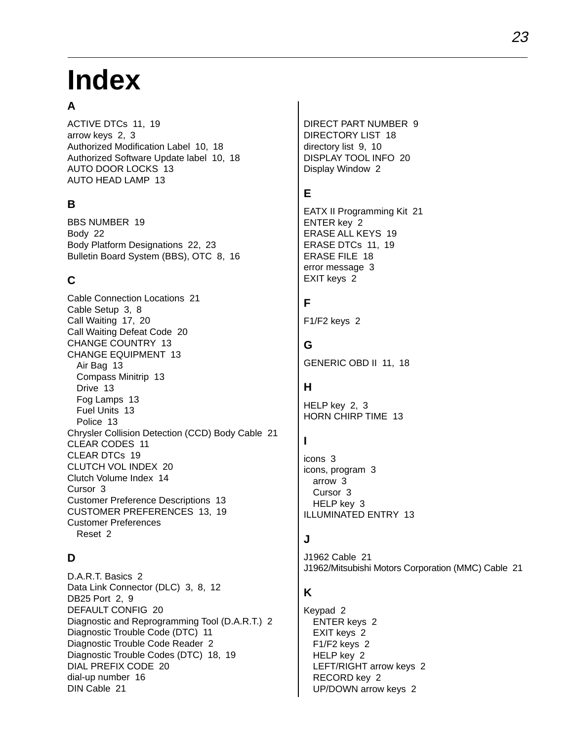# Index

## A

ACTIVE DTCs 11, 19
arrow keys 2, 3
Authorized Modification Label 10, 18
Authorized Software Update label 10, 18
AUTO DOOR LOCKS 13
AUTO HEAD LAMP 13

## B

BBS NUMBER 19
Body 22
Body Platform Designations 22, 23
Bulletin Board System (BBS), OTC 8, 16

## C

Cable Connection Locations 21
Cable Setup 3, 8
Call Waiting 17, 20
Call Waiting Defeat Code 20
CHANGE COUNTRY 13
CHANGE EQUIPMENT 13
- Air Bag 13
- Compass Minitrip 13
- Drive 13
- Fog Lamps 13
- Fuel Units 13
- Police 13

Chrysler Collision Detection (CCD) Body Cable 21
CLEAR CODES 11
CLEAR DTCs 19
CLUTCH VOL INDEX 20
Clutch Volume Index 14
Cursor 3
Customer Preference Descriptions 13
CUSTOMER PREFERENCES 13, 19
Customer Preferences
- Reset 2

## D

D.A.R.T. Basics 2
Data Link Connector (DLC) 3, 8, 12
DB25 Port 2, 9
DEFAULT CONFIG 20
Diagnostic and Reprogramming Tool (D.A.R.T.) 2
Diagnostic Trouble Code (DTC) 11
Diagnostic Trouble Code Reader 2
Diagnostic Trouble Codes (DTC) 18, 19
DIAL PREFIX CODE 20
dial-up number 16
DIN Cable 21
DIRECT PART NUMBER 9
DIRECTORY LIST 18
directory list 9, 10
DISPLAY TOOL INFO 20
Display Window 2

## E

EATX II Programming Kit 21
ENTER key 2
ERASE ALL KEYS 19
ERASE DTCs 11, 19
ERASE FILE 18
error message 3
EXIT keys 2

## F

F1/F2 keys 2

## G

GENERIC OBD II 11, 18

## H

HELP key 2, 3
HORN CHIRP TIME 13

## I

icons 3
icons, program 3
- arrow 3
- Cursor 3
- HELP key 3

ILLUMINATED ENTRY 13

## J

J1962 Cable 21
J1962/Mitsubishi Motors Corporation (MMC) Cable 21

## K

Keypad 2
- ENTER keys 2
- EXIT keys 2
- F1/F2 keys 2
- HELP key 2
- LEFT/RIGHT arrow keys 2
- RECORD key 2
- UP/DOWN arrow keys 2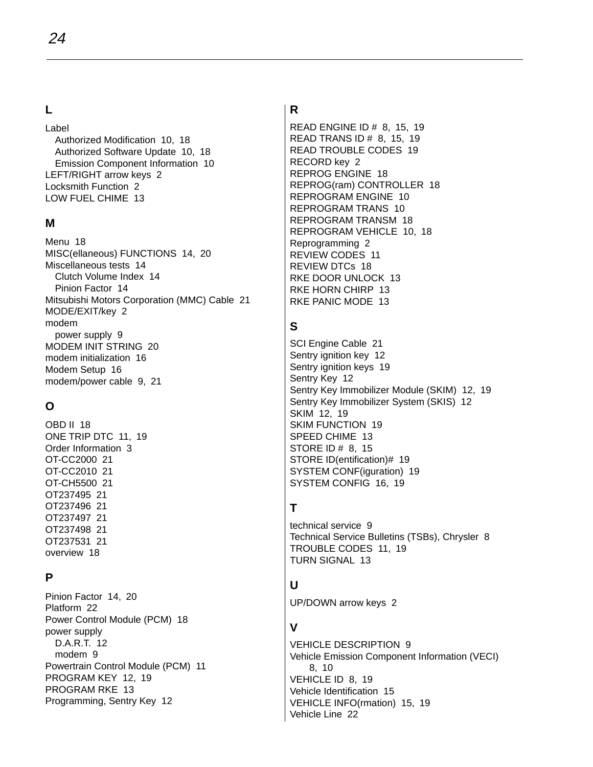## L

Label
- Authorized Modification 10, 18
- Authorized Software Update 10, 18
- Emission Component Information 10

LEFT/RIGHT arrow keys 2
Locksmith Function 2
LOW FUEL CHIME 13

## M

Menu 18
MISC(ellaneous) FUNCTIONS 14, 20
Miscellaneous tests 14
- Clutch Volume Index 14
- Pinion Factor 14

Mitsubishi Motors Corporation (MMC) Cable 21
MODE/EXIT/key 2
modem
- power supply 9

MODEM INIT STRING 20
modem initialization 16
Modem Setup 16
modem/power cable 9, 21

## O

OBD II 18
ONE TRIP DTC 11, 19
Order Information 3
OT-CC2000 21
OT-CC2010 21
OT-CH5500 21
OT237495 21
OT237496 21
OT237497 21
OT237498 21
OT237531 21
overview 18

## P

Pinion Factor 14, 20
Platform 22
Power Control Module (PCM) 18
power supply
- D.A.R.T. 12
- modem 9

Powertrain Control Module (PCM) 11
PROGRAM KEY 12, 19
PROGRAM RKE 13
Programming, Sentry Key 12

## R

READ ENGINE ID # 8, 15, 19
READ TRANS ID # 8, 15, 19
READ TROUBLE CODES 19
RECORD key 2
REPROG ENGINE 18
REPROG(ram) CONTROLLER 18
REPROGRAM ENGINE 10
REPROGRAM TRANS 10
REPROGRAM TRANSM 18
REPROGRAM VEHICLE 10, 18
Reprogramming 2
REVIEW CODES 11
REVIEW DTCs 18
RKE DOOR UNLOCK 13
RKE HORN CHIRP 13
RKE PANIC MODE 13

## S

SCI Engine Cable 21
Sentry ignition key 12
Sentry ignition keys 19
Sentry Key 12
Sentry Key Immobilizer Module (SKIM) 12, 19
Sentry Key Immobilizer System (SKIS) 12
SKIM 12, 19
SKIM FUNCTION 19
SPEED CHIME 13
STORE ID # 8, 15
STORE ID(entification)# 19
SYSTEM CONF(iguration) 19
SYSTEM CONFIG 16, 19

## T

technical service 9
Technical Service Bulletins (TSBs), Chrysler 8
TROUBLE CODES 11, 19
TURN SIGNAL 13

## U

UP/DOWN arrow keys 2

## V

VEHICLE DESCRIPTION 9
Vehicle Emission Component Information (VECI) 8, 10
VEHICLE ID 8, 19
Vehicle Identification 15
VEHICLE INFO(rmation) 15, 19
Vehicle Line 22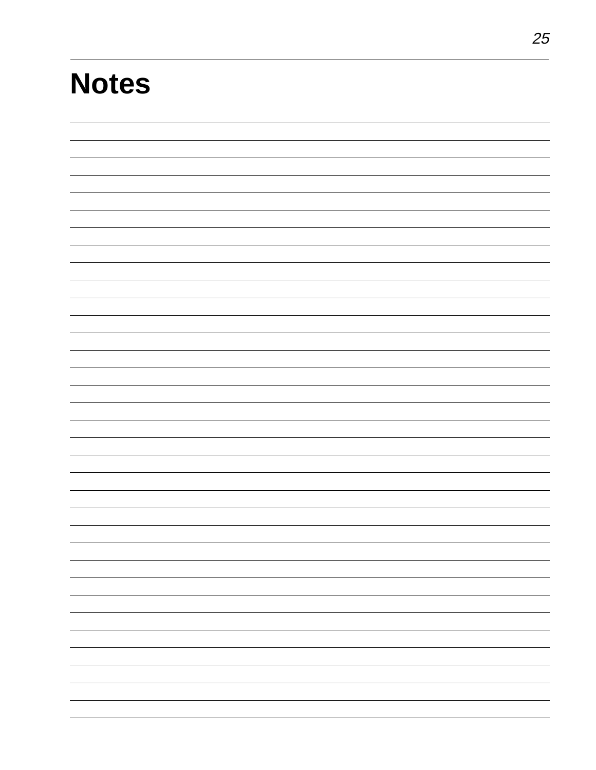# Notes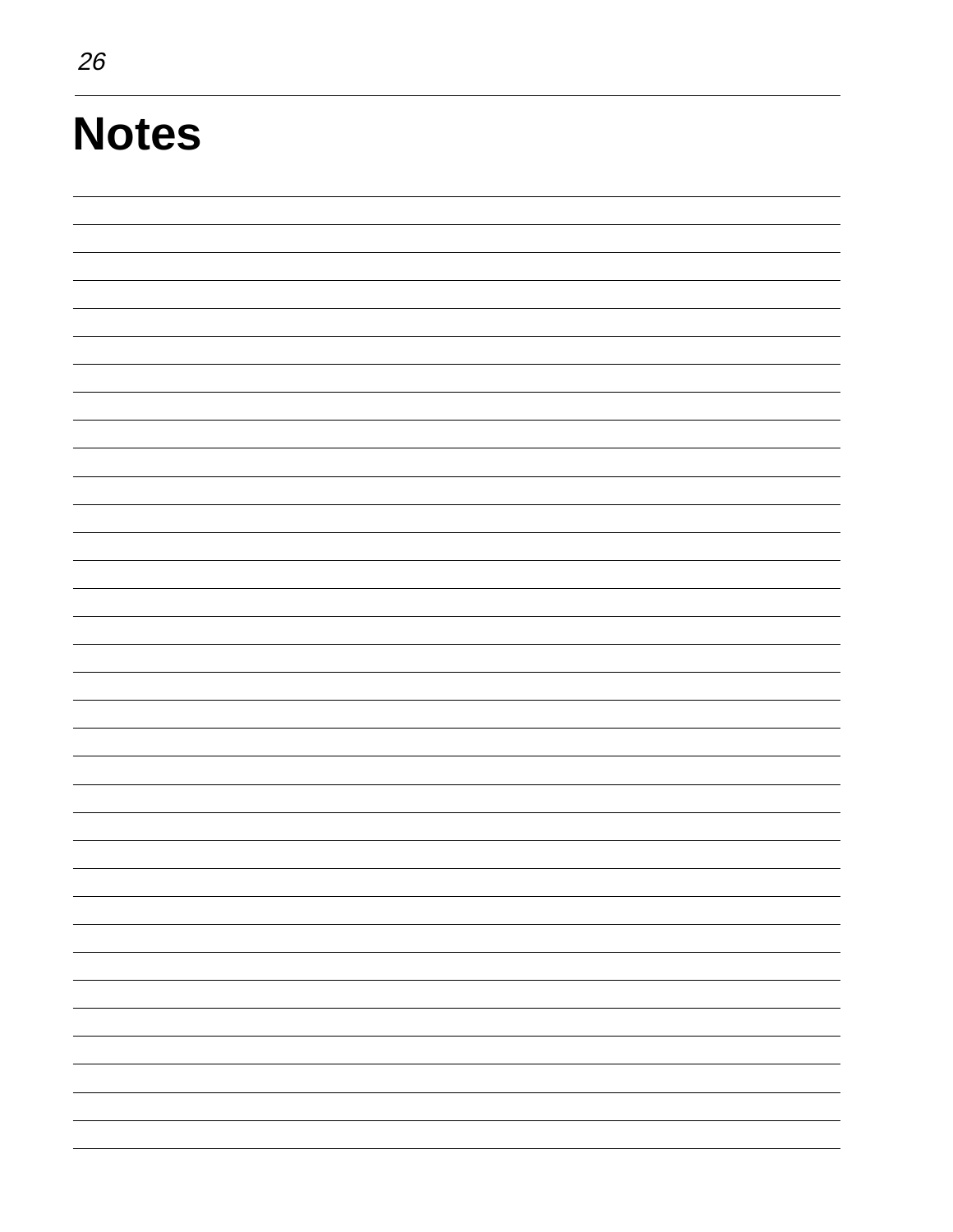# Notes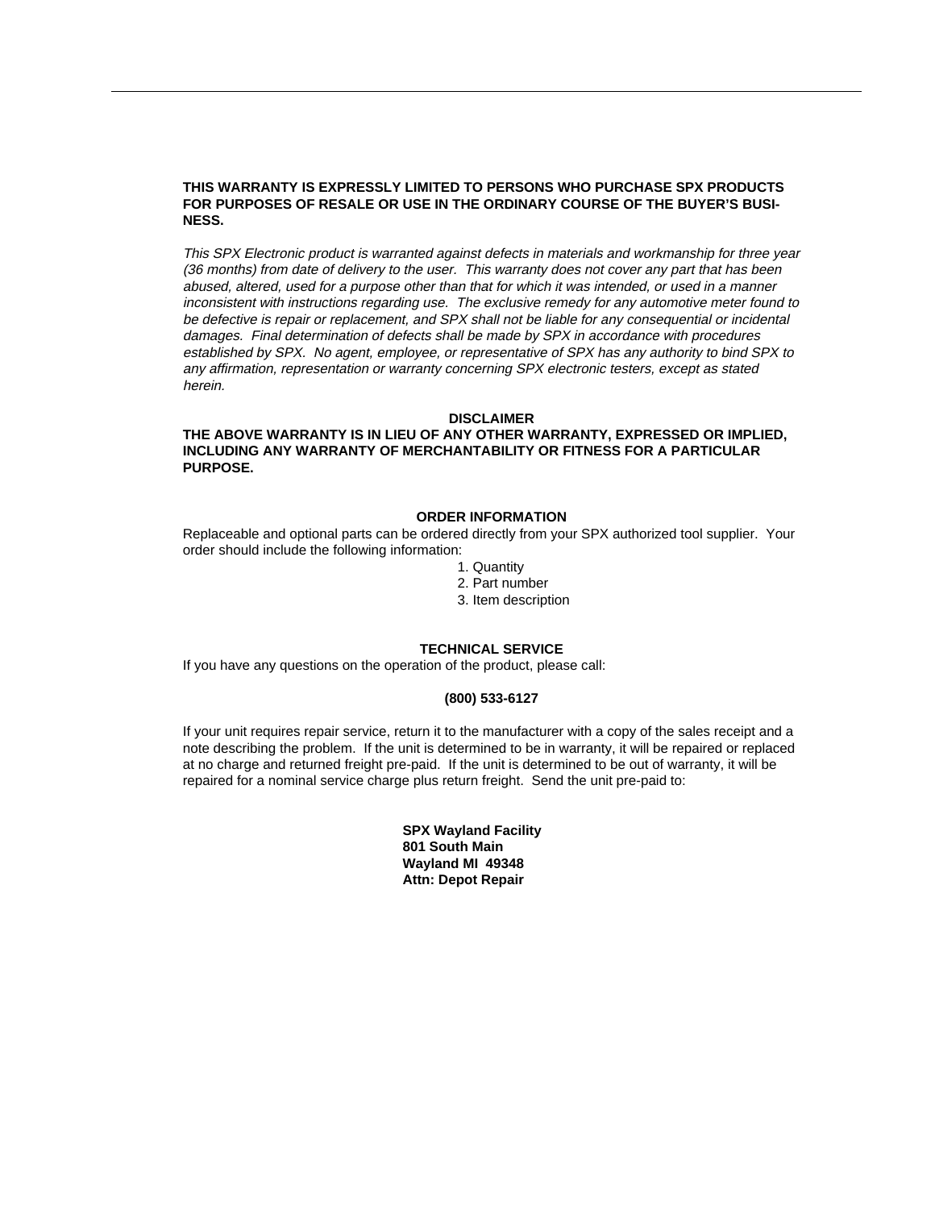**THIS WARRANTY IS EXPRESSLY LIMITED TO PERSONS WHO PURCHASE SPX PRODUCTS FOR PURPOSES OF RESALE OR USE IN THE ORDINARY COURSE OF THE BUYER'S BUSINESS.**

*This SPX Electronic product is warranted against defects in materials and workmanship for three year (36 months) from date of delivery to the user. This warranty does not cover any part that has been abused, altered, used for a purpose other than that for which it was intended, or used in a manner inconsistent with instructions regarding use. The exclusive remedy for any automotive meter found to be defective is repair or replacement, and SPX shall not be liable for any consequential or incidental damages. Final determination of defects shall be made by SPX in accordance with procedures established by SPX. No agent, employee, or representative of SPX has any authority to bind SPX to any affirmation, representation or warranty concerning SPX electronic testers, except as stated herein.*

**DISCLAIMER**

**THE ABOVE WARRANTY IS IN LIEU OF ANY OTHER WARRANTY, EXPRESSED OR IMPLIED, INCLUDING ANY WARRANTY OF MERCHANTABILITY OR FITNESS FOR A PARTICULAR PURPOSE.**

**ORDER INFORMATION**

Replaceable and optional parts can be ordered directly from your SPX authorized tool supplier. Your order should include the following information:

1. Quantity
2. Part number
3. Item description

**TECHNICAL SERVICE**

If you have any questions on the operation of the product, please call:

**(800) 533-6127**

If your unit requires repair service, return it to the manufacturer with a copy of the sales receipt and a note describing the problem. If the unit is determined to be in warranty, it will be repaired or replaced at no charge and returned freight pre-paid. If the unit is determined to be out of warranty, it will be repaired for a nominal service charge plus return freight. Send the unit pre-paid to:

**SPX Wayland Facility**
**801 South Main**
**Wayland MI 49348**
**Attn: Depot Repair**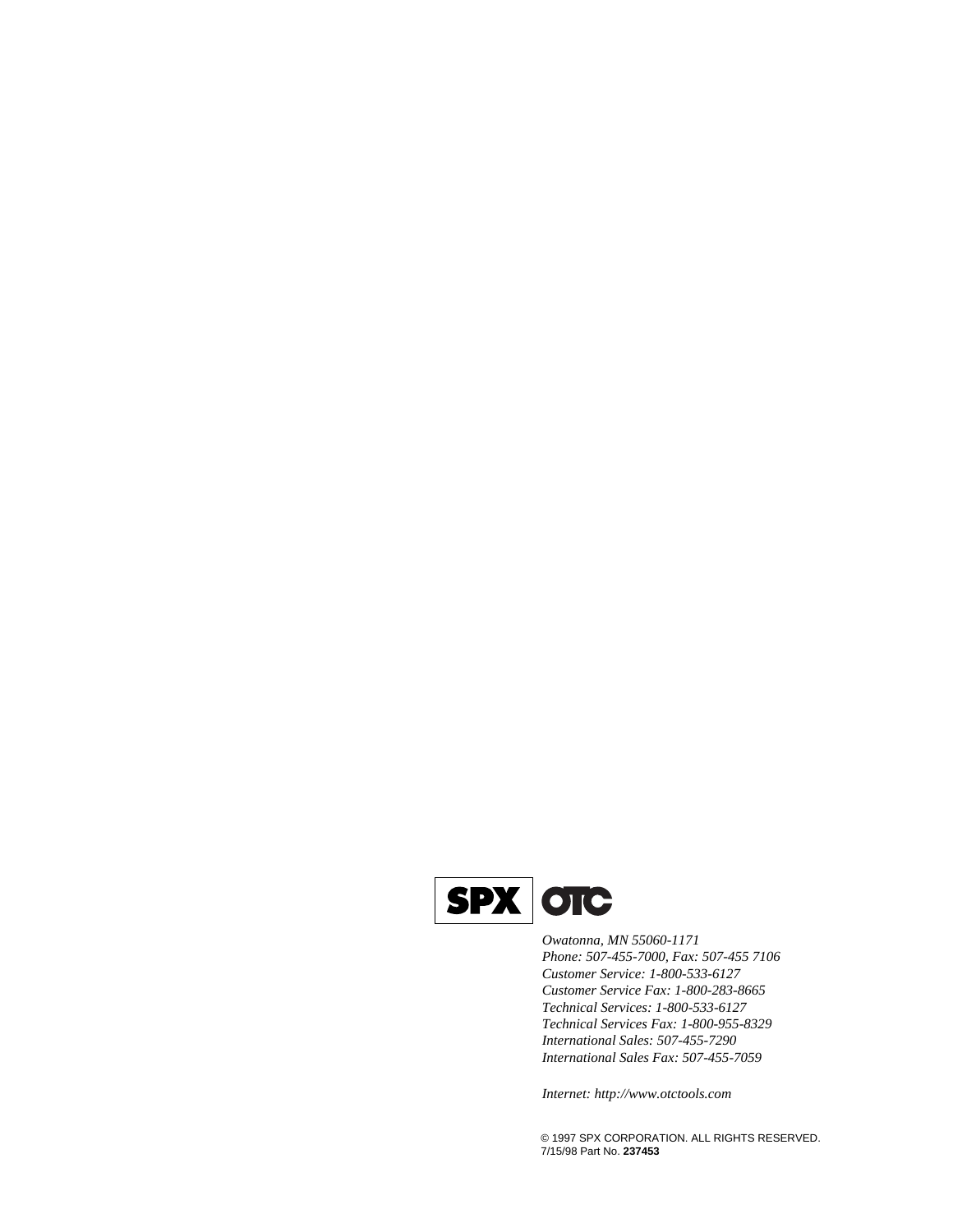SPX OTC

*Owatonna, MN 55060-1171*
*Phone: 507-455-7000, Fax: 507-455 7106*
*Customer Service: 1-800-533-6127*
*Customer Service Fax: 1-800-283-8665*
*Technical Services: 1-800-533-6127*
*Technical Services Fax: 1-800-955-8329*
*International Sales: 507-455-7290*
*International Sales Fax: 507-455-7059*

*Internet: http://www.otctools.com*

© 1997 SPX CORPORATION. ALL RIGHTS RESERVED.
7/15/98 Part No. **237453**